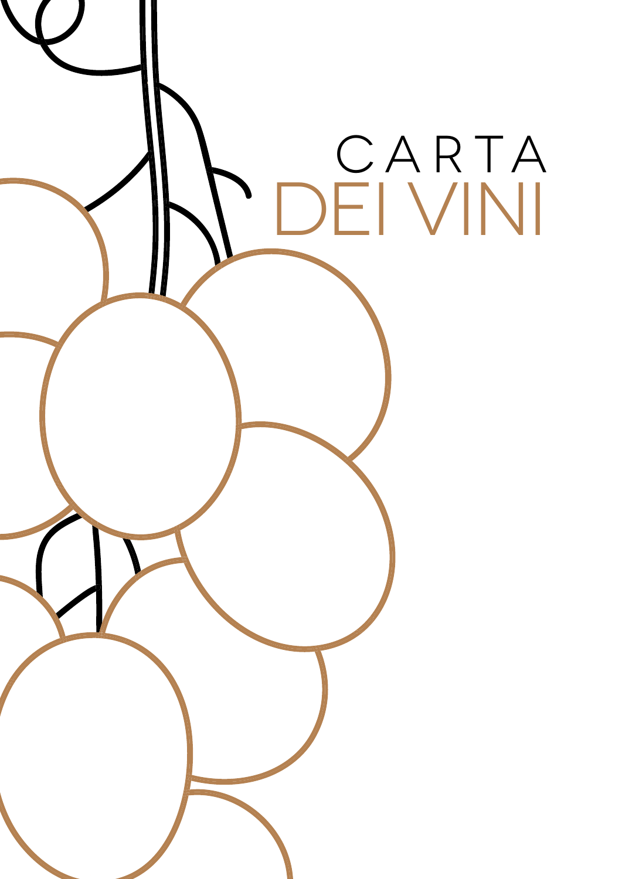# CARTA DEI VINI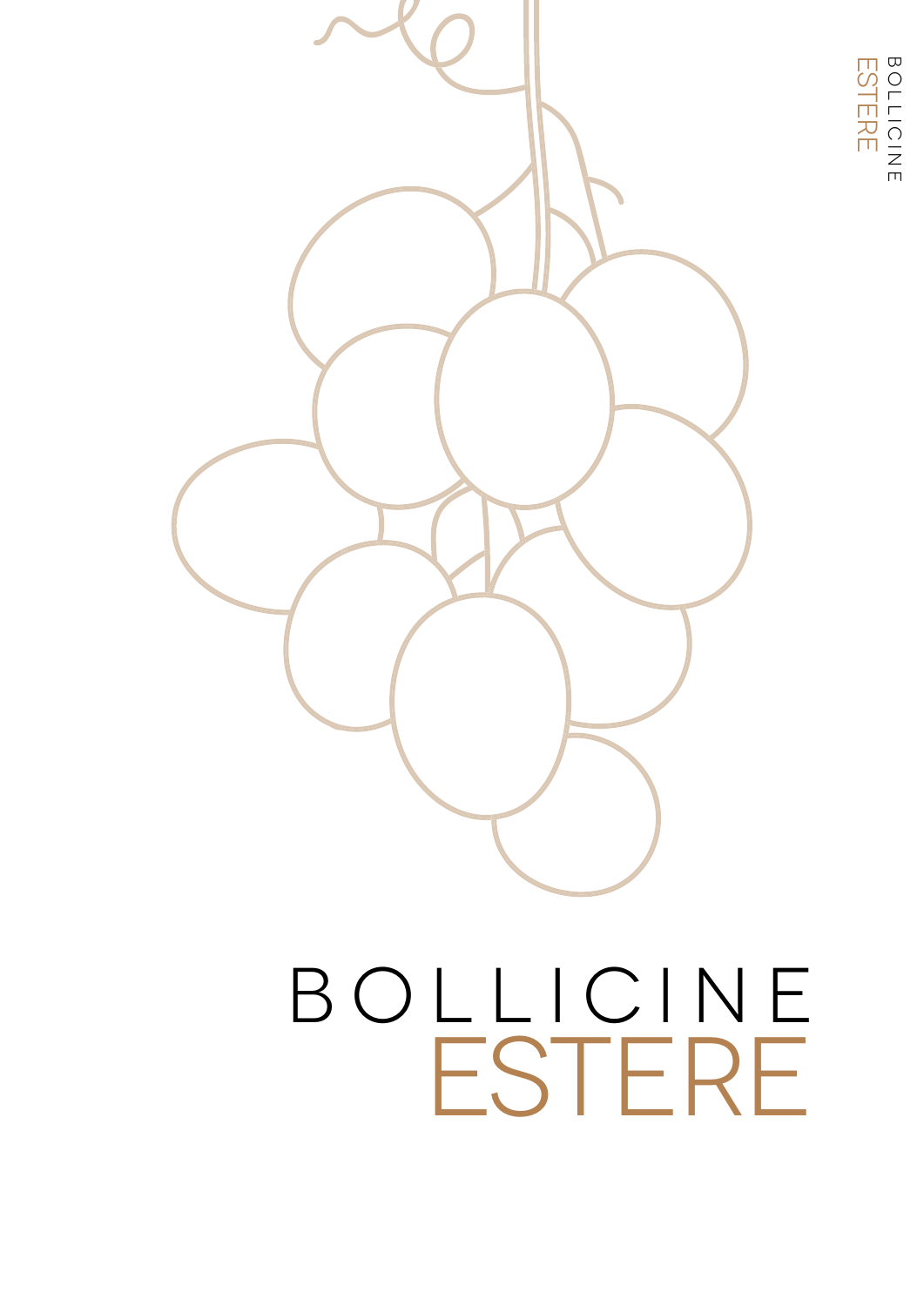# BOLLICINE ESTERE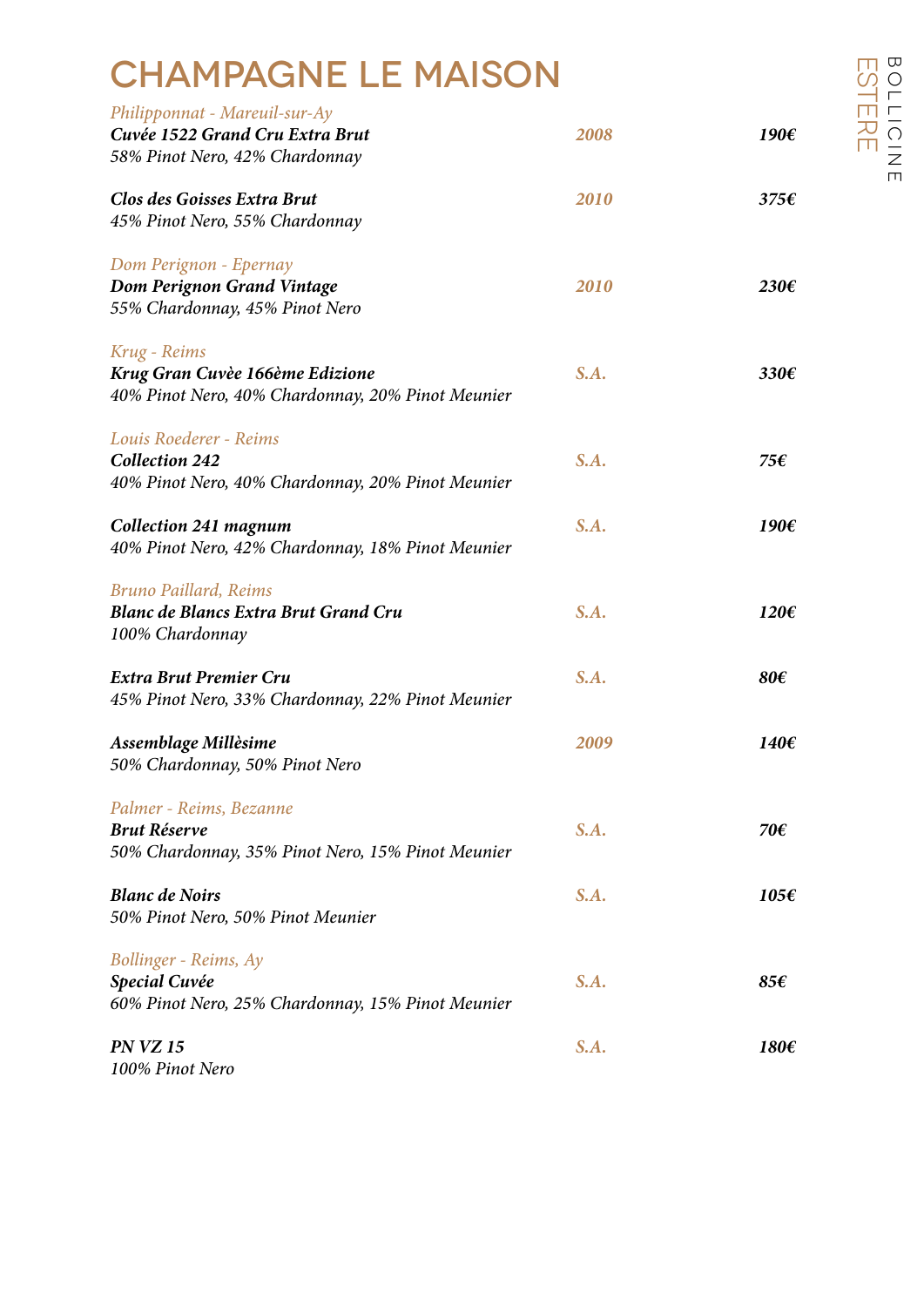# CHAMPAGNE LE MAISON

*Philipponnat - Mareuil-sur-Ay*
***Cuvée 1522 Grand Cru Extra Brut*** — ***2008*** — ***190€***
*58% Pinot Nero, 42% Chardonnay*

***Clos des Goisses Extra Brut*** — ***2010*** — ***375€***
*45% Pinot Nero, 55% Chardonnay*

*Dom Perignon - Epernay*
***Dom Perignon Grand Vintage*** — ***2010*** — ***230€***
*55% Chardonnay, 45% Pinot Nero*

*Krug - Reims*
***Krug Gran Cuvèe 166ème Edizione*** — ***S.A.*** — ***330€***
*40% Pinot Nero, 40% Chardonnay, 20% Pinot Meunier*

*Louis Roederer - Reims*
***Collection 242*** — ***S.A.*** — ***75€***
*40% Pinot Nero, 40% Chardonnay, 20% Pinot Meunier*

***Collection 241 magnum*** — ***S.A.*** — ***190€***
*40% Pinot Nero, 42% Chardonnay, 18% Pinot Meunier*

*Bruno Paillard, Reims*
***Blanc de Blancs Extra Brut Grand Cru*** — ***S.A.*** — ***120€***
*100% Chardonnay*

***Extra Brut Premier Cru*** — ***S.A.*** — ***80€***
*45% Pinot Nero, 33% Chardonnay, 22% Pinot Meunier*

***Assemblage Millèsime*** — ***2009*** — ***140€***
*50% Chardonnay, 50% Pinot Nero*

*Palmer - Reims, Bezanne*
***Brut Réserve*** — ***S.A.*** — ***70€***
*50% Chardonnay, 35% Pinot Nero, 15% Pinot Meunier*

***Blanc de Noirs*** — ***S.A.*** — ***105€***
*50% Pinot Nero, 50% Pinot Meunier*

*Bollinger - Reims, Ay*
***Special Cuvée*** — ***S.A.*** — ***85€***
*60% Pinot Nero, 25% Chardonnay, 15% Pinot Meunier*

***PN VZ 15*** — ***S.A.*** — ***180€***
*100% Pinot Nero*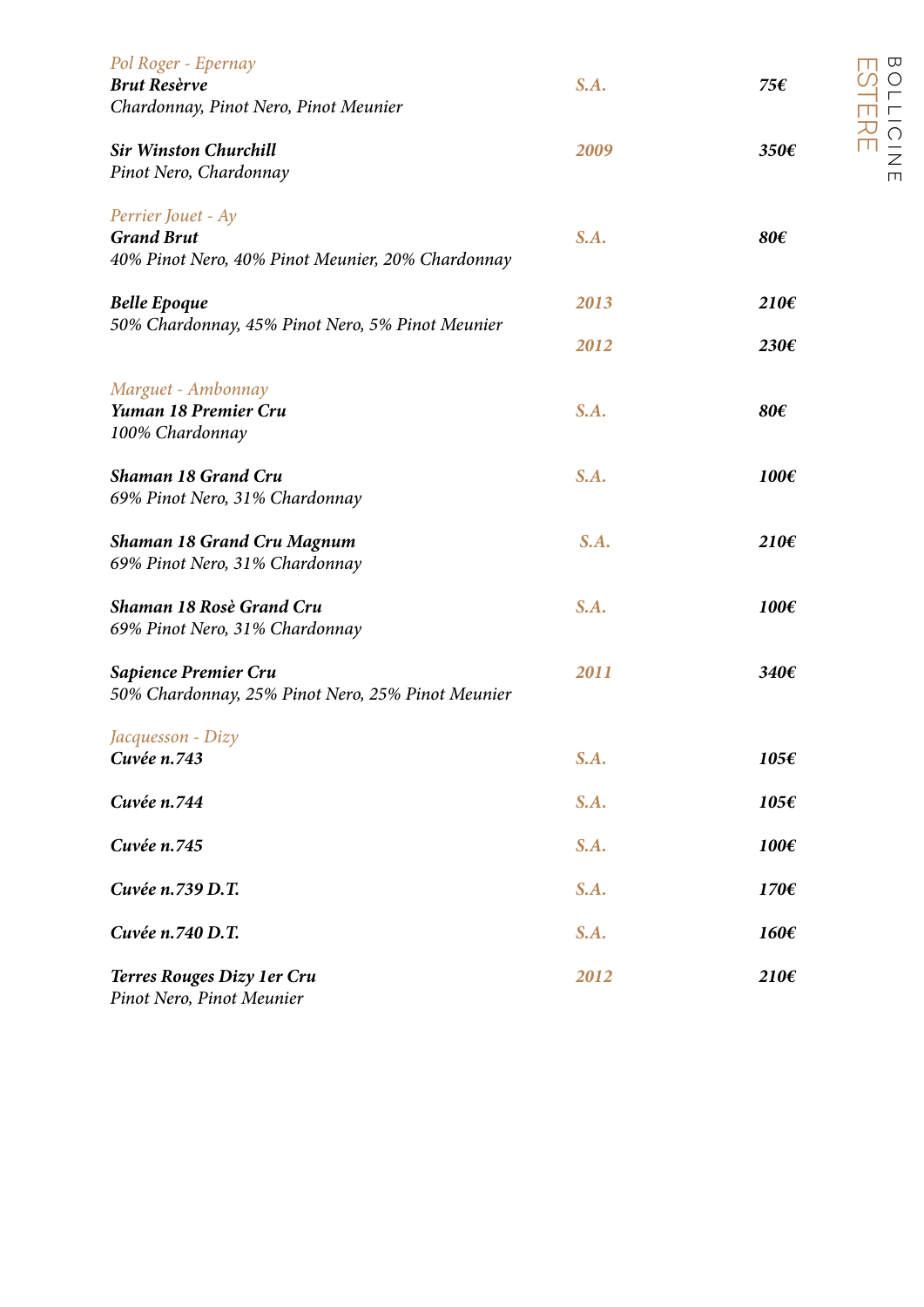## BOLLICINE ESTERE

*Pol Roger - Epernay*

| | | |
|---|---|---|
| ***Brut Resèrve***<br>*Chardonnay, Pinot Nero, Pinot Meunier* | ***S.A.*** | ***75€*** |
| ***Sir Winston Churchill***<br>*Pinot Nero, Chardonnay* | ***2009*** | ***350€*** |

*Perrier Jouet - Ay*

| | | |
|---|---|---|
| ***Grand Brut***<br>*40% Pinot Nero, 40% Pinot Meunier, 20% Chardonnay* | ***S.A.*** | ***80€*** |
| ***Belle Epoque***<br>*50% Chardonnay, 45% Pinot Nero, 5% Pinot Meunier* | ***2013*** | ***210€*** |
| | ***2012*** | ***230€*** |

*Marguet - Ambonnay*

| | | |
|---|---|---|
| ***Yuman 18 Premier Cru***<br>*100% Chardonnay* | ***S.A.*** | ***80€*** |
| ***Shaman 18 Grand Cru***<br>*69% Pinot Nero, 31% Chardonnay* | ***S.A.*** | ***100€*** |
| ***Shaman 18 Grand Cru Magnum***<br>*69% Pinot Nero, 31% Chardonnay* | ***S.A.*** | ***210€*** |
| ***Shaman 18 Rosè Grand Cru***<br>*69% Pinot Nero, 31% Chardonnay* | ***S.A.*** | ***100€*** |
| ***Sapience Premier Cru***<br>*50% Chardonnay, 25% Pinot Nero, 25% Pinot Meunier* | ***2011*** | ***340€*** |

*Jacquesson - Dizy*

| | | |
|---|---|---|
| ***Cuvée n.743*** | ***S.A.*** | ***105€*** |
| ***Cuvée n.744*** | ***S.A.*** | ***105€*** |
| ***Cuvée n.745*** | ***S.A.*** | ***100€*** |
| ***Cuvée n.739 D.T.*** | ***S.A.*** | ***170€*** |
| ***Cuvée n.740 D.T.*** | ***S.A.*** | ***160€*** |
| ***Terres Rouges Dizy 1er Cru***<br>*Pinot Nero, Pinot Meunier* | ***2012*** | ***210€*** |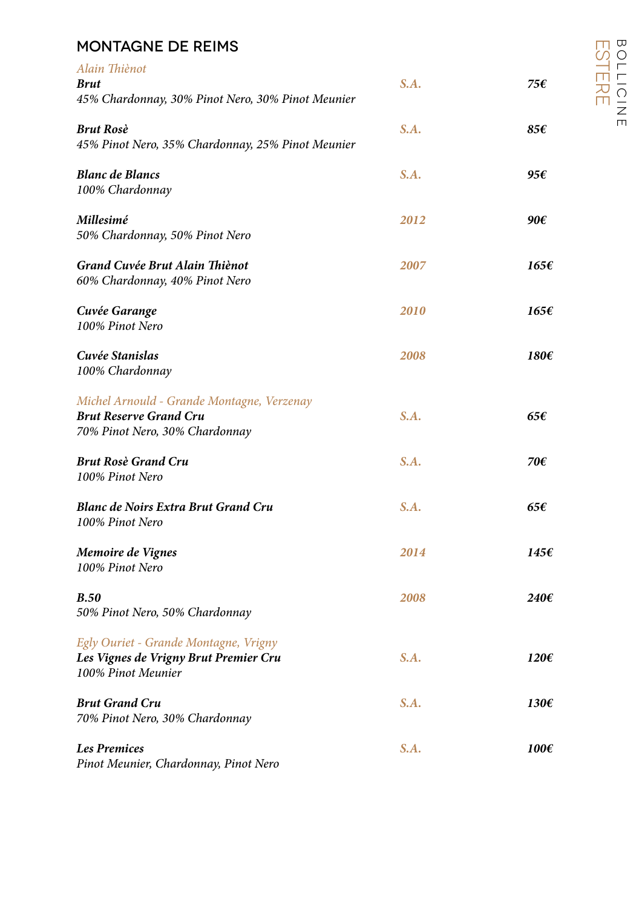## MONTAGNE DE REIMS

*Alain Thiènot*

| | | |
|---|---|---|
| ***Brut***<br>*45% Chardonnay, 30% Pinot Nero, 30% Pinot Meunier* | *S.A.* | *75€* |
| ***Brut Rosè***<br>*45% Pinot Nero, 35% Chardonnay, 25% Pinot Meunier* | *S.A.* | *85€* |
| ***Blanc de Blancs***<br>*100% Chardonnay* | *S.A.* | *95€* |
| ***Millesimé***<br>*50% Chardonnay, 50% Pinot Nero* | *2012* | *90€* |
| ***Grand Cuvée Brut Alain Thiènot***<br>*60% Chardonnay, 40% Pinot Nero* | *2007* | *165€* |
| ***Cuvée Garange***<br>*100% Pinot Nero* | *2010* | *165€* |
| ***Cuvée Stanislas***<br>*100% Chardonnay* | *2008* | *180€* |

*Michel Arnould - Grande Montagne, Verzenay*

| | | |
|---|---|---|
| ***Brut Reserve Grand Cru***<br>*70% Pinot Nero, 30% Chardonnay* | *S.A.* | *65€* |
| ***Brut Rosè Grand Cru***<br>*100% Pinot Nero* | *S.A.* | *70€* |
| ***Blanc de Noirs Extra Brut Grand Cru***<br>*100% Pinot Nero* | *S.A.* | *65€* |
| ***Memoire de Vignes***<br>*100% Pinot Nero* | *2014* | *145€* |
| ***B.50***<br>*50% Pinot Nero, 50% Chardonnay* | *2008* | *240€* |

*Egly Ouriet - Grande Montagne, Vrigny*

| | | |
|---|---|---|
| ***Les Vignes de Vrigny Brut Premier Cru***<br>*100% Pinot Meunier* | *S.A.* | *120€* |
| ***Brut Grand Cru***<br>*70% Pinot Nero, 30% Chardonnay* | *S.A.* | *130€* |
| ***Les Premices***<br>*Pinot Meunier, Chardonnay, Pinot Nero* | *S.A.* | *100€* |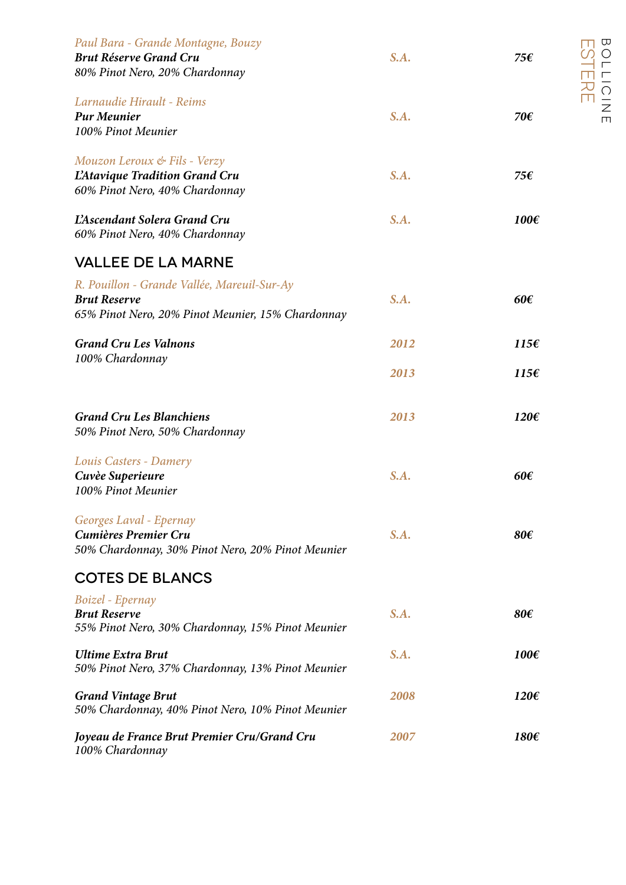*Paul Bara - Grande Montagne, Bouzy*
***Brut Réserve Grand Cru*** — *S.A.* — *75€*
*80% Pinot Nero, 20% Chardonnay*

*Larnaudie Hirault - Reims*
***Pur Meunier*** — *S.A.* — *70€*
*100% Pinot Meunier*

*Mouzon Leroux & Fils - Verzy*
***L'Atavique Tradition Grand Cru*** — *S.A.* — *75€*
*60% Pinot Nero, 40% Chardonnay*

***L'Ascendant Solera Grand Cru*** — *S.A.* — *100€*
*60% Pinot Nero, 40% Chardonnay*

## VALLEE DE LA MARNE

*R. Pouillon - Grande Vallée, Mareuil-Sur-Ay*
***Brut Reserve*** — *S.A.* — *60€*
*65% Pinot Nero, 20% Pinot Meunier, 15% Chardonnay*

***Grand Cru Les Valnons*** — *2012* — *115€*
*100% Chardonnay* — *2013* — *115€*

***Grand Cru Les Blanchiens*** — *2013* — *120€*
*50% Pinot Nero, 50% Chardonnay*

*Louis Casters - Damery*
***Cuvèe Superieure*** — *S.A.* — *60€*
*100% Pinot Meunier*

*Georges Laval - Epernay*
***Cumières Premier Cru*** — *S.A.* — *80€*
*50% Chardonnay, 30% Pinot Nero, 20% Pinot Meunier*

## COTES DE BLANCS

*Boizel - Epernay*
***Brut Reserve*** — *S.A.* — *80€*
*55% Pinot Nero, 30% Chardonnay, 15% Pinot Meunier*

***Ultime Extra Brut*** — *S.A.* — *100€*
*50% Pinot Nero, 37% Chardonnay, 13% Pinot Meunier*

***Grand Vintage Brut*** — *2008* — *120€*
*50% Chardonnay, 40% Pinot Nero, 10% Pinot Meunier*

***Joyeau de France Brut Premier Cru/Grand Cru*** — *2007* — *180€*
*100% Chardonnay*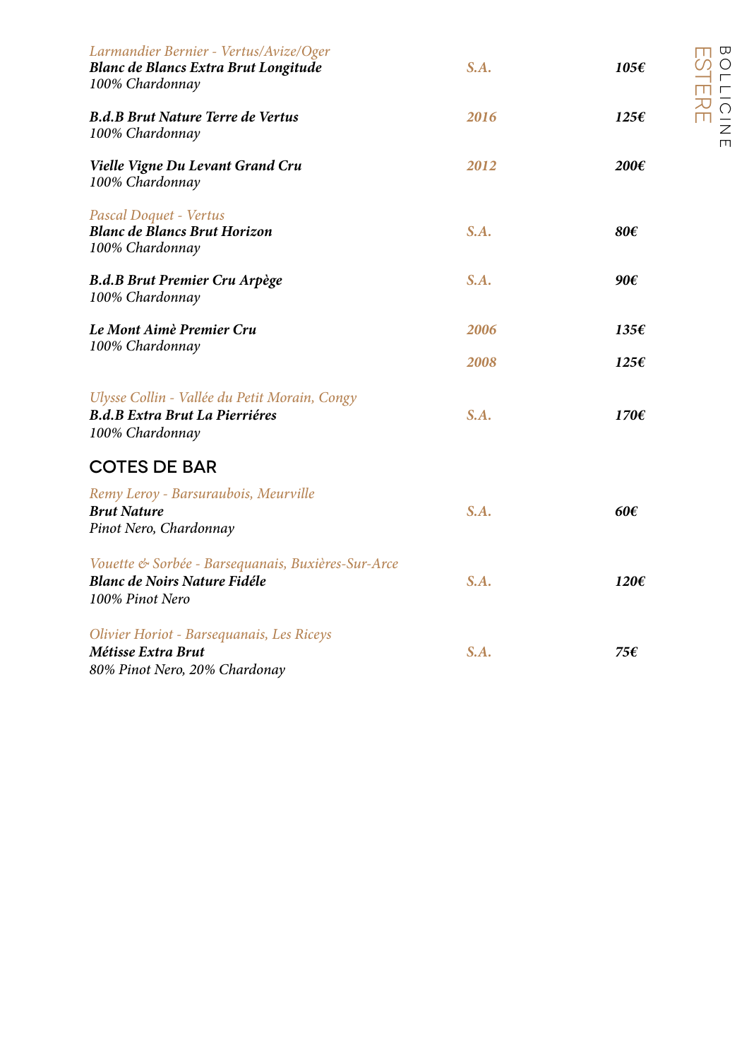*Larmandier Bernier - Vertus/Avize/Oger*

| | | |
|---|---|---|
| ***Blanc de Blancs Extra Brut Longitude***<br>*100% Chardonnay* | ***S.A.*** | ***105€*** |
| ***B.d.B Brut Nature Terre de Vertus***<br>*100% Chardonnay* | ***2016*** | ***125€*** |
| ***Vielle Vigne Du Levant Grand Cru***<br>*100% Chardonnay* | ***2012*** | ***200€*** |

*Pascal Doquet - Vertus*

| | | |
|---|---|---|
| ***Blanc de Blancs Brut Horizon***<br>*100% Chardonnay* | ***S.A.*** | ***80€*** |
| ***B.d.B Brut Premier Cru Arpège***<br>*100% Chardonnay* | ***S.A.*** | ***90€*** |
| ***Le Mont Aimè Premier Cru***<br>*100% Chardonnay* | ***2006*** | ***135€*** |
| | ***2008*** | ***125€*** |

*Ulysse Collin - Vallée du Petit Morain, Congy*

| | | |
|---|---|---|
| ***B.d.B Extra Brut La Pierriéres***<br>*100% Chardonnay* | ***S.A.*** | ***170€*** |

## COTES DE BAR

*Remy Leroy - Barsuraubois, Meurville*

| | | |
|---|---|---|
| ***Brut Nature***<br>*Pinot Nero, Chardonnay* | ***S.A.*** | ***60€*** |

*Vouette & Sorbée - Barsequanais, Buxières-Sur-Arce*

| | | |
|---|---|---|
| ***Blanc de Noirs Nature Fidéle***<br>*100% Pinot Nero* | ***S.A.*** | ***120€*** |

*Olivier Horiot - Barsequanais, Les Riceys*

| | | |
|---|---|---|
| ***Métisse Extra Brut***<br>*80% Pinot Nero, 20% Chardonay* | ***S.A.*** | ***75€*** |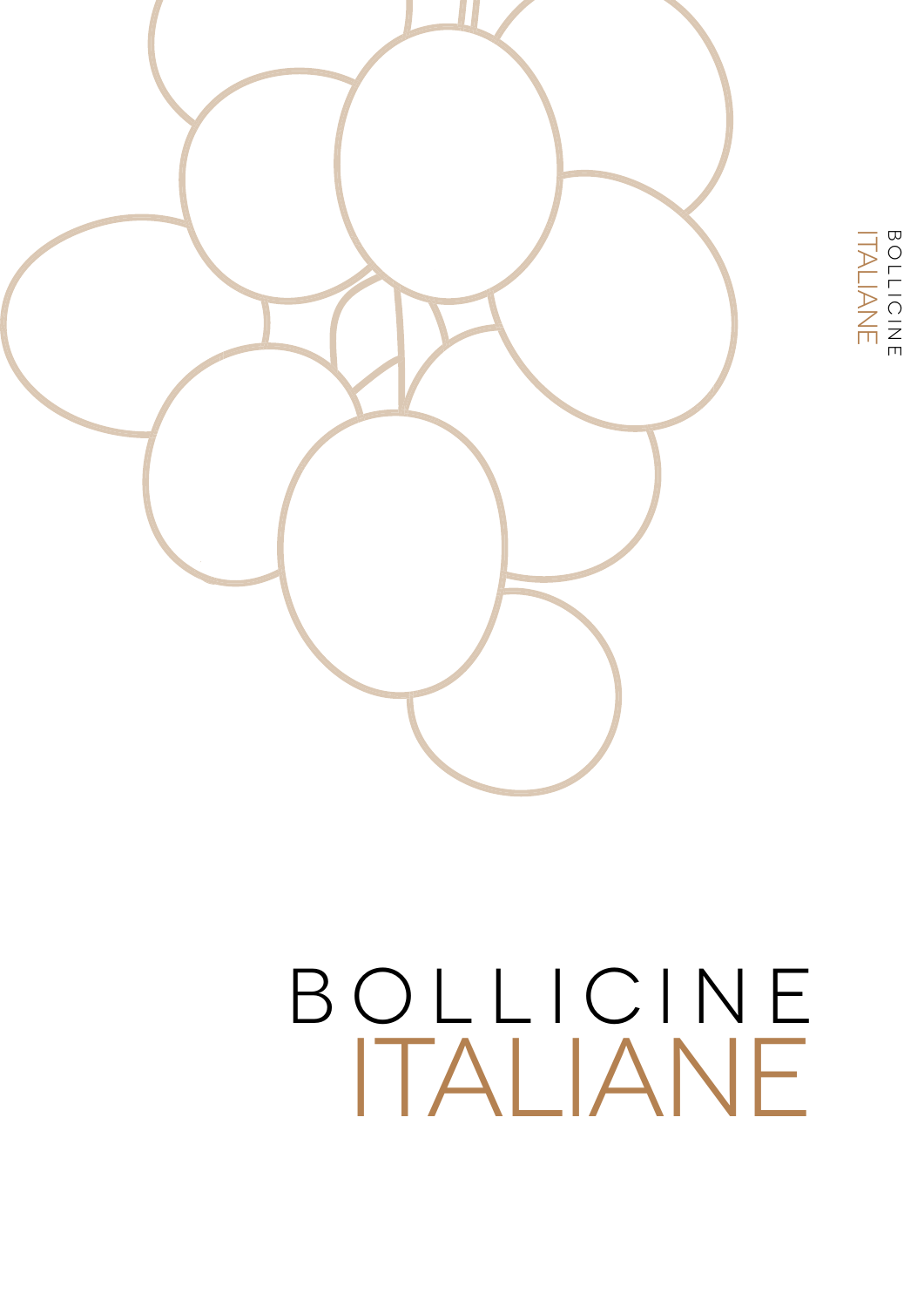# BOLLICINE ITALIANE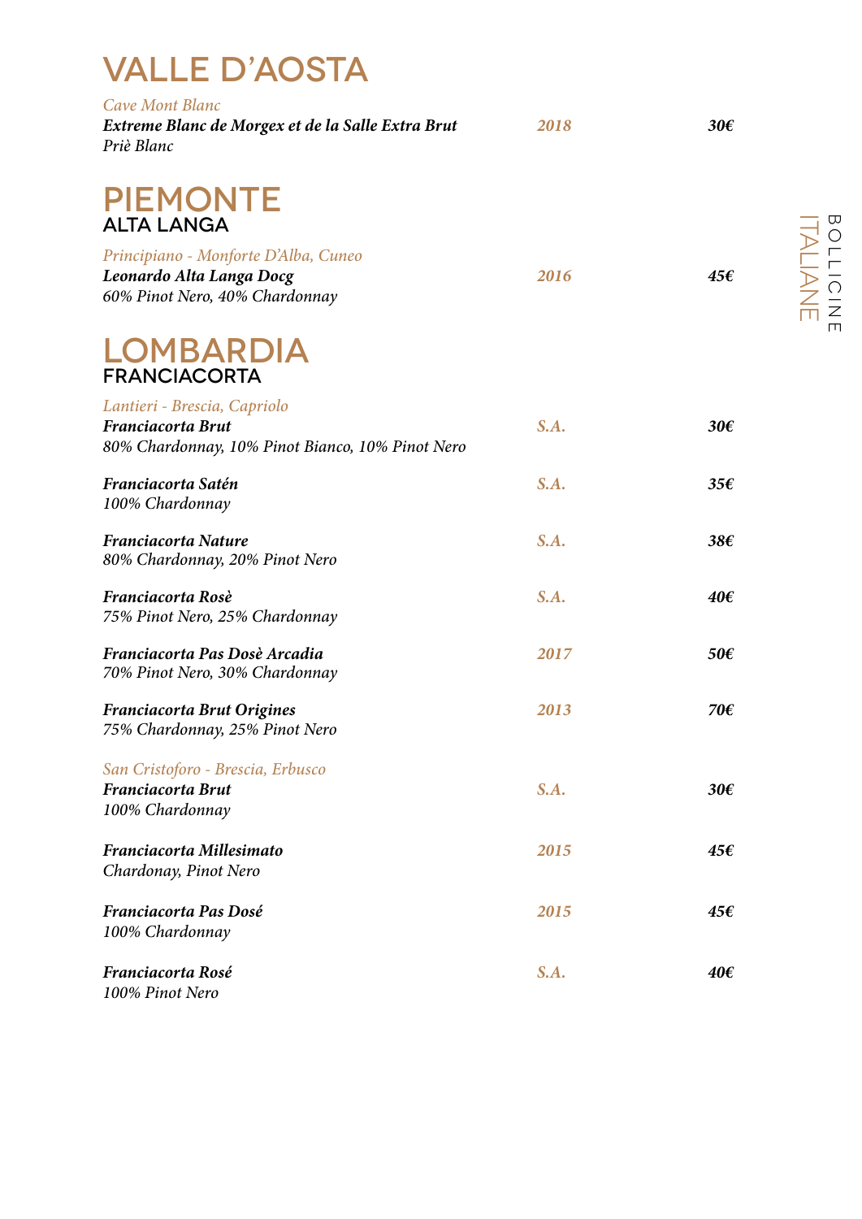# VALLE D'AOSTA

*Cave Mont Blanc*

| | | |
|---|---|---|
| ***Extreme Blanc de Morgex et de la Salle Extra Brut***<br>*Priè Blanc* | ***2018*** | ***30€*** |

# PIEMONTE

## ALTA LANGA

*Principiano - Monforte D'Alba, Cuneo*

| | | |
|---|---|---|
| ***Leonardo Alta Langa Docg***<br>*60% Pinot Nero, 40% Chardonnay* | ***2016*** | ***45€*** |

# LOMBARDIA

## FRANCIACORTA

*Lantieri - Brescia, Capriolo*

| | | |
|---|---|---|
| ***Franciacorta Brut***<br>*80% Chardonnay, 10% Pinot Bianco, 10% Pinot Nero* | ***S.A.*** | ***30€*** |
| ***Franciacorta Satén***<br>*100% Chardonnay* | ***S.A.*** | ***35€*** |
| ***Franciacorta Nature***<br>*80% Chardonnay, 20% Pinot Nero* | ***S.A.*** | ***38€*** |
| ***Franciacorta Rosè***<br>*75% Pinot Nero, 25% Chardonnay* | ***S.A.*** | ***40€*** |
| ***Franciacorta Pas Dosè Arcadia***<br>*70% Pinot Nero, 30% Chardonnay* | ***2017*** | ***50€*** |
| ***Franciacorta Brut Origines***<br>*75% Chardonnay, 25% Pinot Nero* | ***2013*** | ***70€*** |

*San Cristoforo - Brescia, Erbusco*

| | | |
|---|---|---|
| ***Franciacorta Brut***<br>*100% Chardonnay* | ***S.A.*** | ***30€*** |
| ***Franciacorta Millesimato***<br>*Chardonay, Pinot Nero* | ***2015*** | ***45€*** |
| ***Franciacorta Pas Dosé***<br>*100% Chardonay* | ***2015*** | ***45€*** |
| ***Franciacorta Rosé***<br>*100% Pinot Nero* | ***S.A.*** | ***40€*** |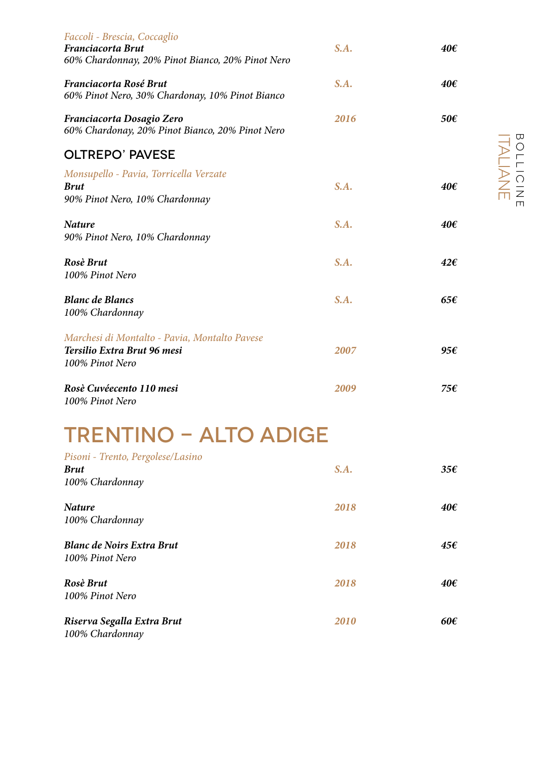*Faccoli - Brescia, Coccaglio*

| | | |
|---|---|---|
| ***Franciacorta Brut***<br>*60% Chardonnay, 20% Pinot Bianco, 20% Pinot Nero* | ***S.A.*** | ***40€*** |
| ***Franciacorta Rosé Brut***<br>*60% Pinot Nero, 30% Chardonay, 10% Pinot Bianco* | ***S.A.*** | ***40€*** |
| ***Franciacorta Dosagio Zero***<br>*60% Chardonay, 20% Pinot Bianco, 20% Pinot Nero* | ***2016*** | ***50€*** |

## OLTREPO' PAVESE

*Monsupello - Pavia, Torricella Verzate*

| | | |
|---|---|---|
| ***Brut***<br>*90% Pinot Nero, 10% Chardonnay* | ***S.A.*** | ***40€*** |
| ***Nature***<br>*90% Pinot Nero, 10% Chardonnay* | ***S.A.*** | ***40€*** |
| ***Rosè Brut***<br>*100% Pinot Nero* | ***S.A.*** | ***42€*** |
| ***Blanc de Blancs***<br>*100% Chardonnay* | ***S.A.*** | ***65€*** |

*Marchesi di Montalto - Pavia, Montalto Pavese*

| | | |
|---|---|---|
| ***Tersilio Extra Brut 96 mesi***<br>*100% Pinot Nero* | ***2007*** | ***95€*** |
| ***Rosè Cuvéecento 110 mesi***<br>*100% Pinot Nero* | ***2009*** | ***75€*** |

# TRENTINO – ALTO ADIGE

*Pisoni - Trento, Pergolese/Lasino*

| | | |
|---|---|---|
| ***Brut***<br>*100% Chardonnay* | ***S.A.*** | ***35€*** |
| ***Nature***<br>*100% Chardonnay* | ***2018*** | ***40€*** |
| ***Blanc de Noirs Extra Brut***<br>*100% Pinot Nero* | ***2018*** | ***45€*** |
| ***Rosè Brut***<br>*100% Pinot Nero* | ***2018*** | ***40€*** |
| ***Riserva Segalla Extra Brut***<br>*100% Chardonnay* | ***2010*** | ***60€*** |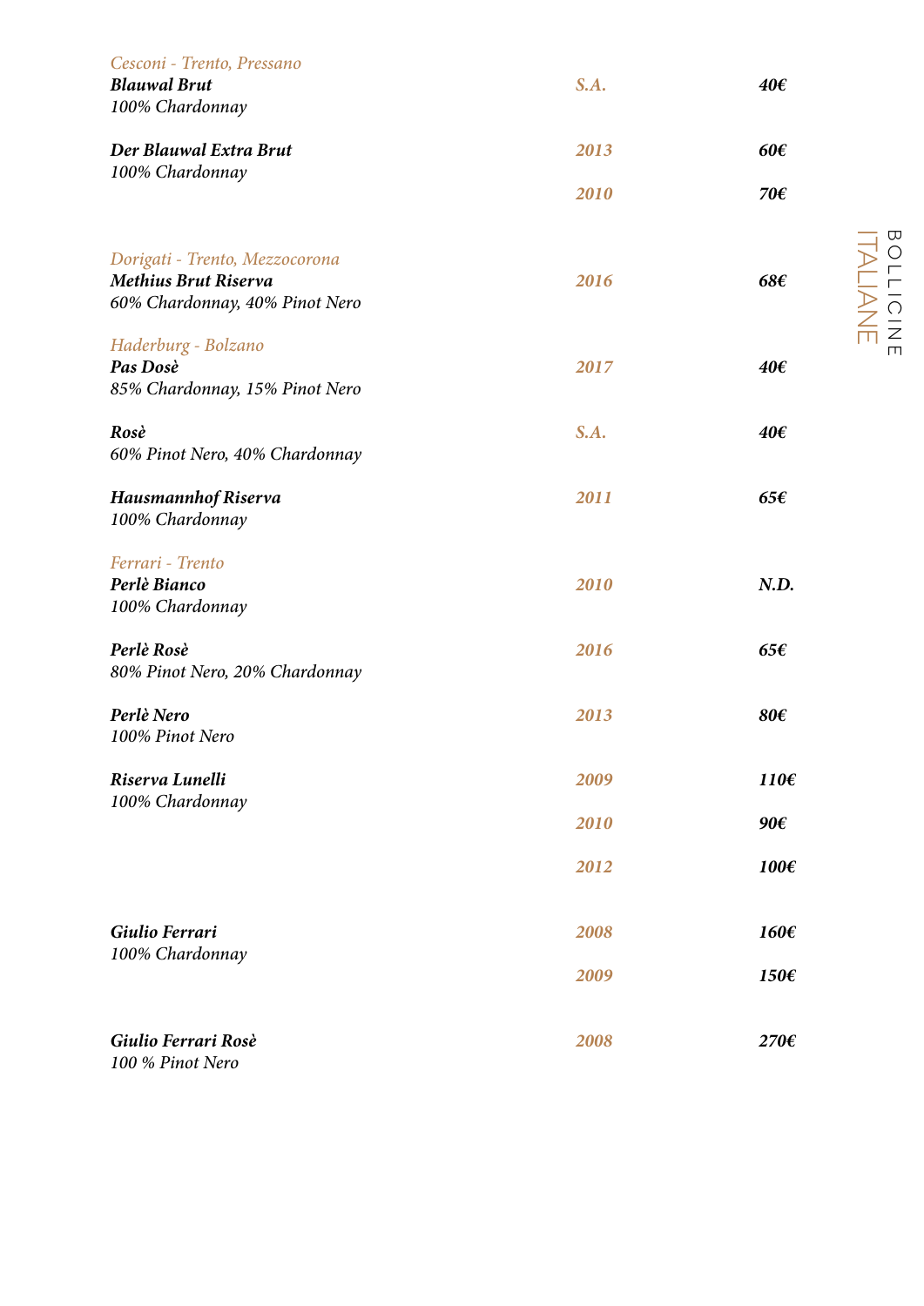# BOLLICINE ITALIANE

*Cesconi - Trento, Pressano*

| | | |
|---|---|---|
| ***Blauwal Brut*** <br> *100% Chardonnay* | *S.A.* | *40€* |
| ***Der Blauwal Extra Brut*** <br> *100% Chardonnay* | *2013* | *60€* |
| | *2010* | *70€* |

*Dorigati - Trento, Mezzocorona*

| | | |
|---|---|---|
| ***Methius Brut Riserva*** <br> *60% Chardonnay, 40% Pinot Nero* | *2016* | *68€* |

*Haderburg - Bolzano*

| | | |
|---|---|---|
| ***Pas Dosè*** <br> *85% Chardonnay, 15% Pinot Nero* | *2017* | *40€* |
| ***Rosè*** <br> *60% Pinot Nero, 40% Chardonnay* | *S.A.* | *40€* |
| ***Hausmannhof Riserva*** <br> *100% Chardonnay* | *2011* | *65€* |

*Ferrari - Trento*

| | | |
|---|---|---|
| ***Perlè Bianco*** <br> *100% Chardonnay* | *2010* | *N.D.* |
| ***Perlè Rosè*** <br> *80% Pinot Nero, 20% Chardonnay* | *2016* | *65€* |
| ***Perlè Nero*** <br> *100% Pinot Nero* | *2013* | *80€* |
| ***Riserva Lunelli*** <br> *100% Chardonnay* | *2009* | *110€* |
| | *2010* | *90€* |
| | *2012* | *100€* |
| ***Giulio Ferrari*** <br> *100% Chardonnay* | *2008* | *160€* |
| | *2009* | *150€* |
| ***Giulio Ferrari Rosè*** <br> *100 % Pinot Nero* | *2008* | *270€* |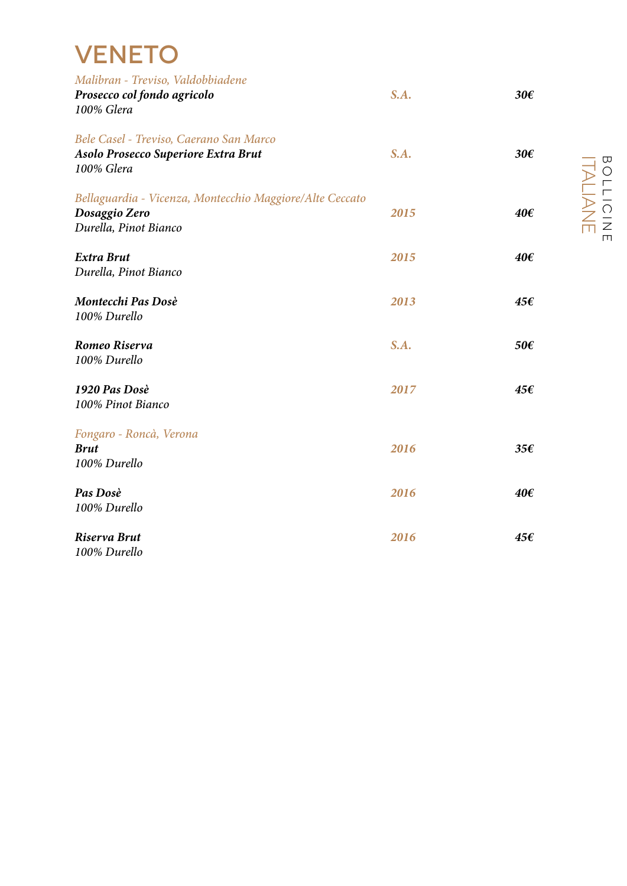# VENETO

*Malibran - Treviso, Valdobbiadene*
***Prosecco col fondo agricolo*** — ***S.A.*** — ***30€***
*100% Glera*

*Bele Casel - Treviso, Caerano San Marco*
***Asolo Prosecco Superiore Extra Brut*** — ***S.A.*** — ***30€***
*100% Glera*

*Bellaguardia - Vicenza, Montecchio Maggiore/Alte Ceccato*
***Dosaggio Zero*** — ***2015*** — ***40€***
*Durella, Pinot Bianco*

***Extra Brut*** — ***2015*** — ***40€***
*Durella, Pinot Bianco*

***Montecchi Pas Dosè*** — ***2013*** — ***45€***
*100% Durello*

***Romeo Riserva*** — ***S.A.*** — ***50€***
*100% Durello*

***1920 Pas Dosè*** — ***2017*** — ***45€***
*100% Pinot Bianco*

*Fongaro - Roncà, Verona*
***Brut*** — ***2016*** — ***35€***
*100% Durello*

***Pas Dosè*** — ***2016*** — ***40€***
*100% Durello*

***Riserva Brut*** — ***2016*** — ***45€***
*100% Durello*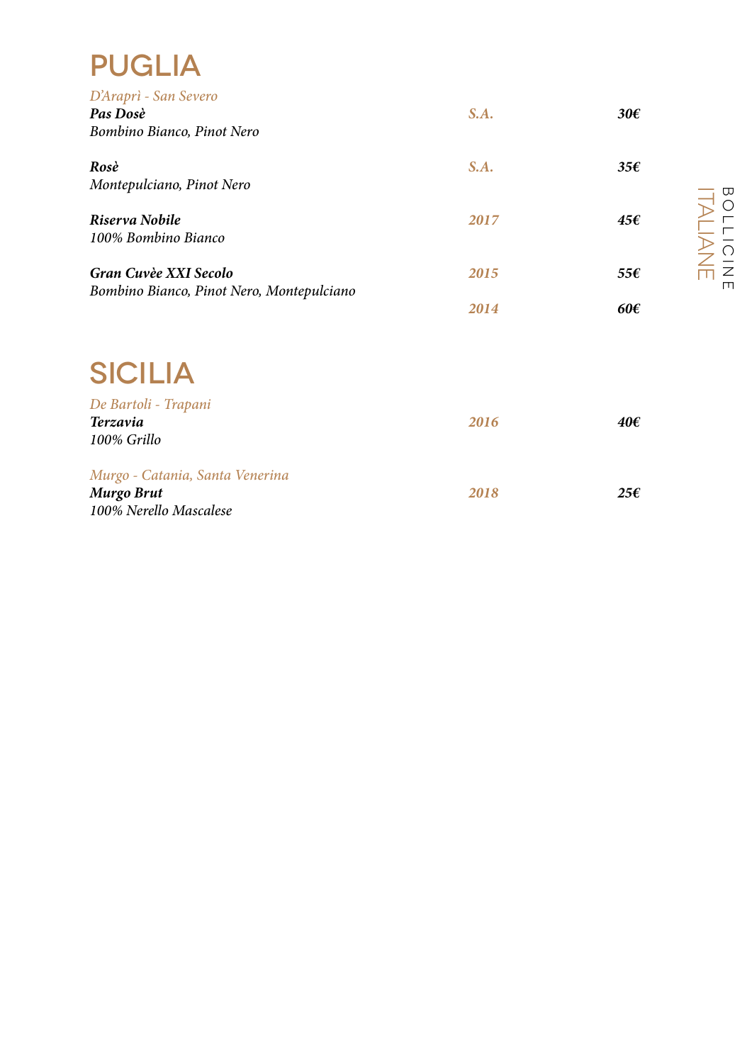# PUGLIA

*D'Araprì - San Severo*

| | | |
|---|---|---|
| ***Pas Dosè***<br>*Bombino Bianco, Pinot Nero* | ***S.A.*** | ***30€*** |
| ***Rosè***<br>*Montepulciano, Pinot Nero* | ***S.A.*** | ***35€*** |
| ***Riserva Nobile***<br>*100% Bombino Bianco* | ***2017*** | ***45€*** |
| ***Gran Cuvèe XXI Secolo***<br>*Bombino Bianco, Pinot Nero, Montepulciano* | ***2015*** | ***55€*** |
| | ***2014*** | ***60€*** |

# SICILIA

*De Bartoli - Trapani*

| | | |
|---|---|---|
| ***Terzavia***<br>*100% Grillo* | ***2016*** | ***40€*** |

*Murgo - Catania, Santa Venerina*

| | | |
|---|---|---|
| ***Murgo Brut***<br>*100% Nerello Mascalese* | ***2018*** | ***25€*** |

BOLLICINE ITALIANE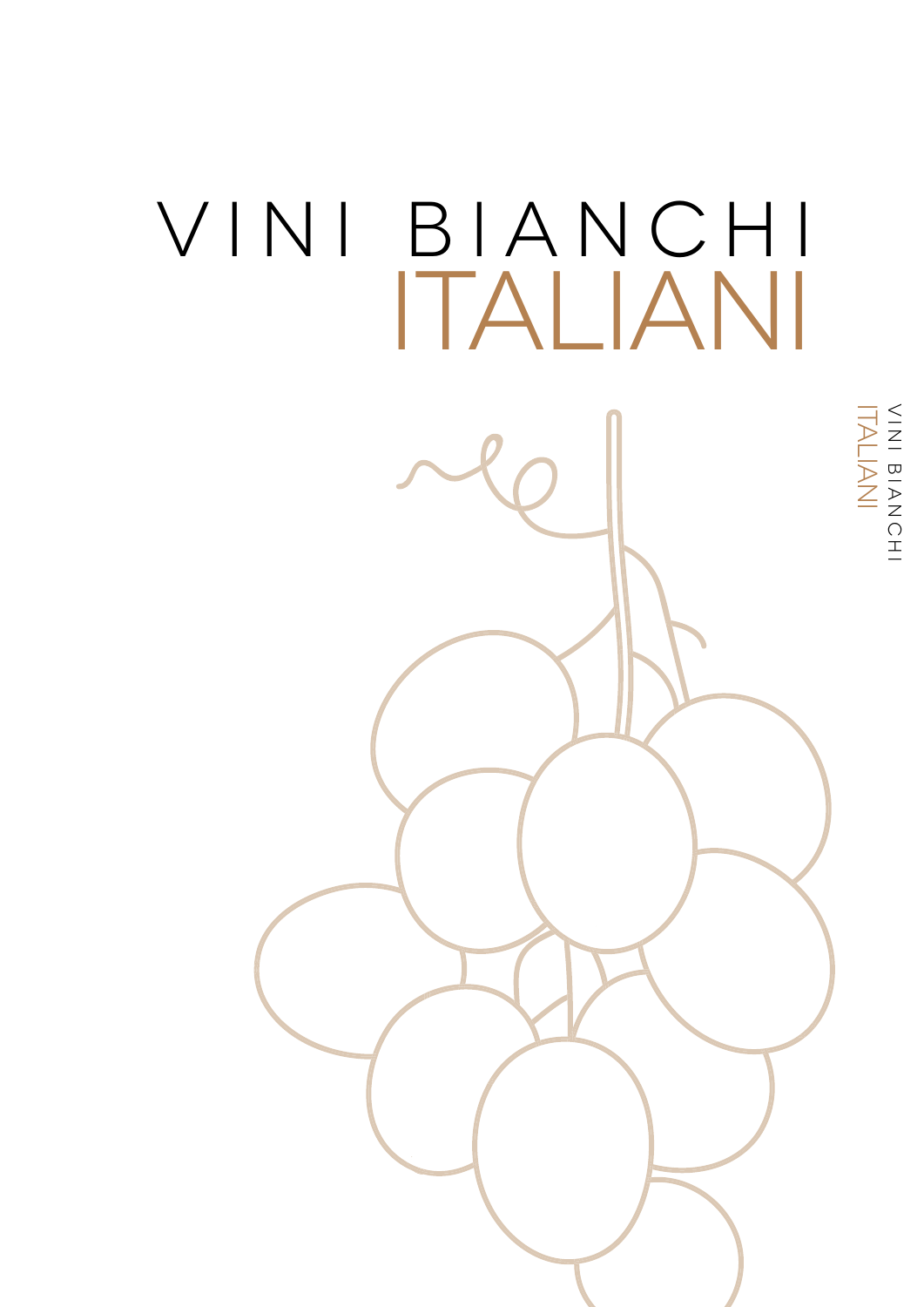# VINI BIANCHI ITALIANI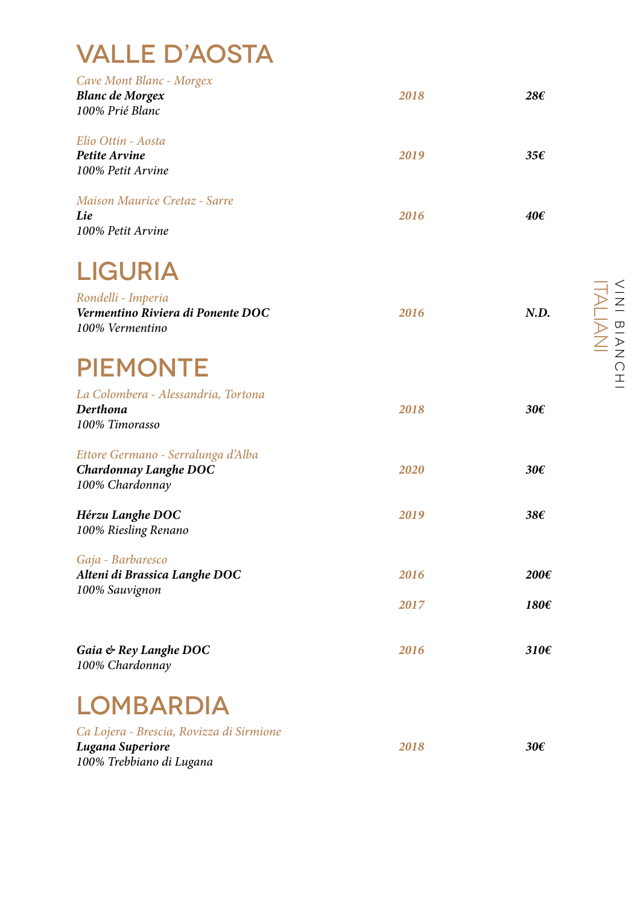# VALLE D'AOSTA

*Cave Mont Blanc - Morgex*
***Blanc de Morgex*** — *2018* — *28€*
*100% Prié Blanc*

*Elio Ottin - Aosta*
***Petite Arvine*** — *2019* — *35€*
*100% Petit Arvine*

*Maison Maurice Cretaz - Sarre*
***Lie*** — *2016* — *40€*
*100% Petit Arvine*

# LIGURIA

*Rondelli - Imperia*
***Vermentino Riviera di Ponente DOC*** — *2016* — *N.D.*
*100% Vermentino*

# PIEMONTE

*La Colombera - Alessandria, Tortona*
***Derthona*** — *2018* — *30€*
*100% Timorasso*

*Ettore Germano - Serralunga d'Alba*
***Chardonnay Langhe DOC*** — *2020* — *30€*
*100% Chardonnay*

***Hérzu Langhe DOC*** — *2019* — *38€*
*100% Riesling Renano*

*Gaja - Barbaresco*
***Alteni di Brassica Langhe DOC*** — *2016* — *200€*
*100% Sauvignon* — *2017* — *180€*

***Gaia & Rey Langhe DOC*** — *2016* — *310€*
*100% Chardonnay*

# LOMBARDIA

*Ca Lojera - Brescia, Rovizza di Sirmione*
***Lugana Superiore*** — *2018* — *30€*
*100% Trebbiano di Lugana*

VINI BIANCHI ITALIANI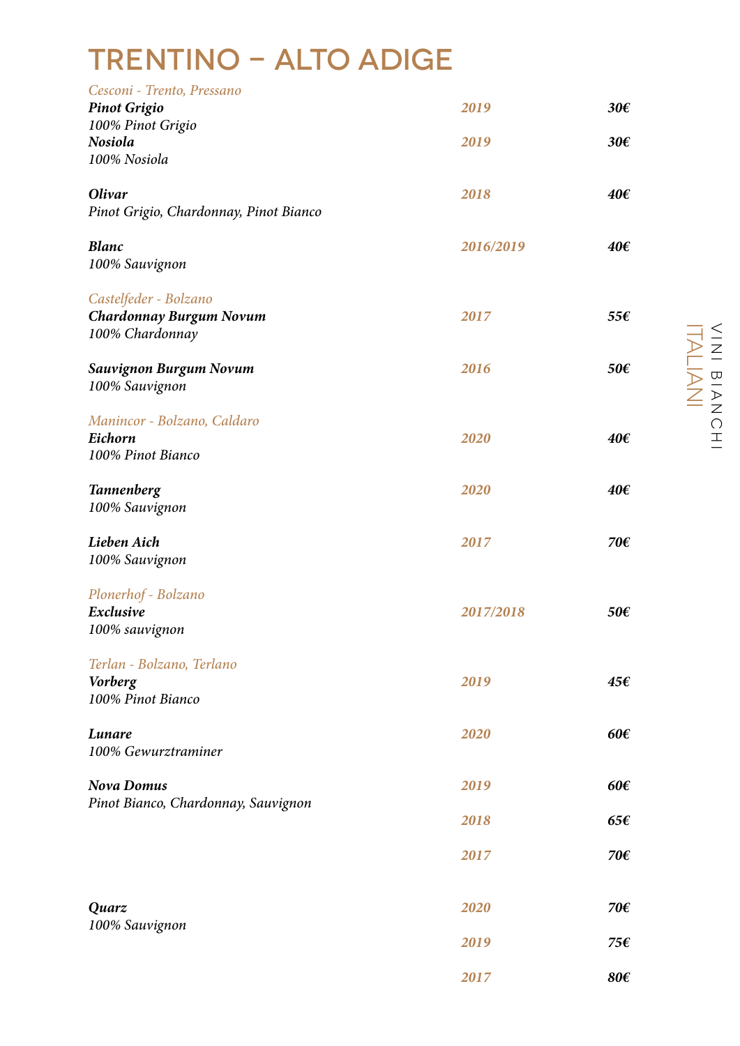# TRENTINO – ALTO ADIGE

*Cesconi - Trento, Pressano*

| | | |
|---|---|---|
| ***Pinot Grigio*** | ***2019*** | ***30€*** |
| *100% Pinot Grigio* | | |
| ***Nosiola*** | ***2019*** | ***30€*** |
| *100% Nosiola* | | |
| ***Olivar*** | ***2018*** | ***40€*** |
| *Pinot Grigio, Chardonnay, Pinot Bianco* | | |
| ***Blanc*** | ***2016/2019*** | ***40€*** |
| *100% Sauvignon* | | |

*Castelfeder - Bolzano*

| | | |
|---|---|---|
| ***Chardonnay Burgum Novum*** | ***2017*** | ***55€*** |
| *100% Chardonnay* | | |
| ***Sauvignon Burgum Novum*** | ***2016*** | ***50€*** |
| *100% Sauvignon* | | |

*Manincor - Bolzano, Caldaro*

| | | |
|---|---|---|
| ***Eichorn*** | ***2020*** | ***40€*** |
| *100% Pinot Bianco* | | |
| ***Tannenberg*** | ***2020*** | ***40€*** |
| *100% Sauvignon* | | |
| ***Lieben Aich*** | ***2017*** | ***70€*** |
| *100% Sauvignon* | | |

*Plonerhof - Bolzano*

| | | |
|---|---|---|
| ***Exclusive*** | ***2017/2018*** | ***50€*** |
| *100% sauvignon* | | |

*Terlan - Bolzano, Terlano*

| | | |
|---|---|---|
| ***Vorberg*** | ***2019*** | ***45€*** |
| *100% Pinot Bianco* | | |
| ***Lunare*** | ***2020*** | ***60€*** |
| *100% Gewurztraminer* | | |
| ***Nova Domus*** | ***2019*** | ***60€*** |
| *Pinot Bianco, Chardonnay, Sauvignon* | ***2018*** | ***65€*** |
| | ***2017*** | ***70€*** |
| ***Quarz*** | ***2020*** | ***70€*** |
| *100% Sauvignon* | ***2019*** | ***75€*** |
| | ***2017*** | ***80€*** |

VINI BIANCHI ITALIANI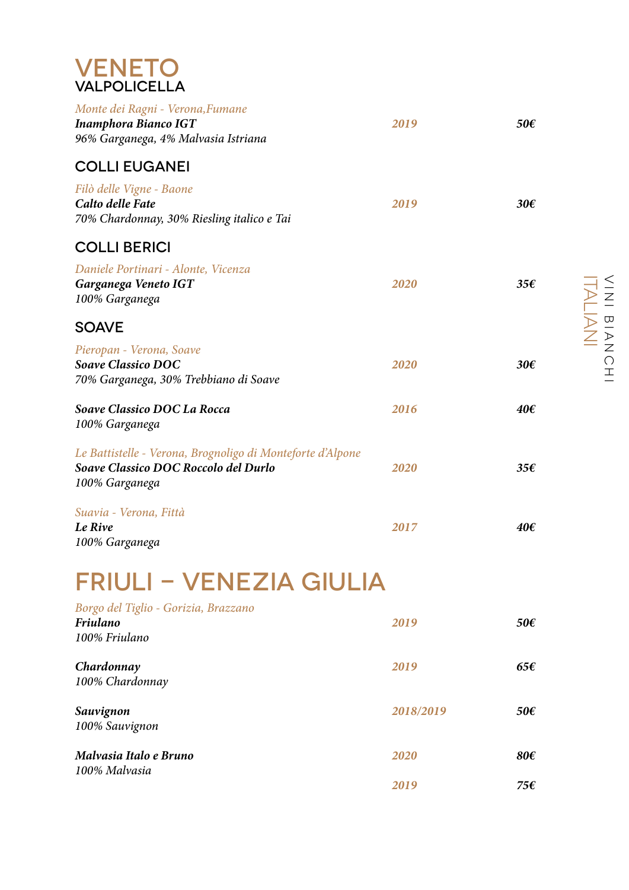# VENETO

## VALPOLICELLA

*Monte dei Ragni - Verona,Fumane*
***Inamphora Bianco IGT*** — ***2019*** — ***50€***
*96% Garganega, 4% Malvasia Istriana*

## COLLI EUGANEI

*Filò delle Vigne - Baone*
***Calto delle Fate*** — ***2019*** — ***30€***
*70% Chardonnay, 30% Riesling italico e Tai*

## COLLI BERICI

*Daniele Portinari - Alonte, Vicenza*
***Garganega Veneto IGT*** — ***2020*** — ***35€***
*100% Garganega*

## SOAVE

*Pieropan - Verona, Soave*
***Soave Classico DOC*** — ***2020*** — ***30€***
*70% Garganega, 30% Trebbiano di Soave*

***Soave Classico DOC La Rocca*** — ***2016*** — ***40€***
*100% Garganega*

*Le Battistelle - Verona, Brognoligo di Monteforte d'Alpone*
***Soave Classico DOC Roccolo del Durlo*** — ***2020*** — ***35€***
*100% Garganega*

*Suavia - Verona, Fittà*
***Le Rive*** — ***2017*** — ***40€***
*100% Garganega*

# FRIULI – VENEZIA GIULIA

*Borgo del Tiglio - Gorizia, Brazzano*
***Friulano*** — ***2019*** — ***50€***
*100% Friulano*

***Chardonnay*** — ***2019*** — ***65€***
*100% Chardonnay*

***Sauvignon*** — ***2018/2019*** — ***50€***
*100% Sauvignon*

***Malvasia Italo e Bruno*** — ***2020*** — ***80€***
*100% Malvasia*
***2019*** — ***75€***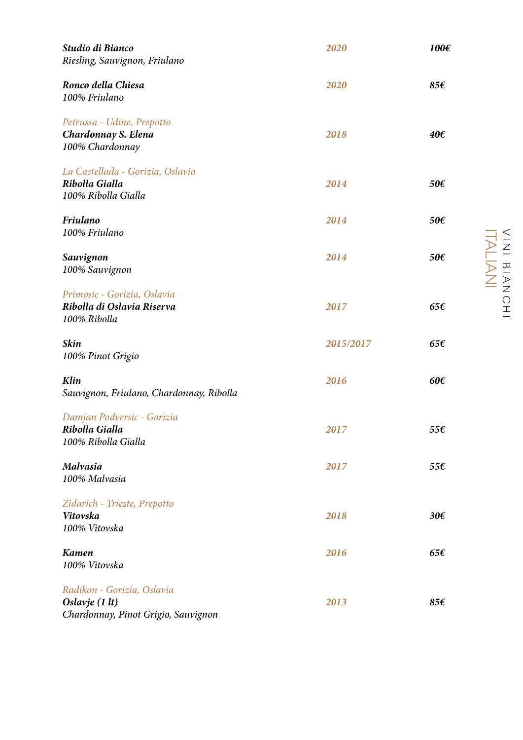## VINI BIANCHI ITALIANI

| | | |
|---|---|---|
| ***Studio di Bianco***<br>*Riesling, Sauvignon, Friulano* | *2020* | *100€* |
| ***Ronco della Chiesa***<br>*100% Friulano* | *2020* | *85€* |
| *Petrussa - Udine, Prepotto*<br>***Chardonnay S. Elena***<br>*100% Chardonnay* | *2018* | *40€* |
| *La Castellada - Gorizia, Oslavia*<br>***Ribolla Gialla***<br>*100% Ribolla Gialla* | *2014* | *50€* |
| ***Friulano***<br>*100% Friulano* | *2014* | *50€* |
| ***Sauvignon***<br>*100% Sauvignon* | *2014* | *50€* |
| *Primosic - Gorizia, Oslavia*<br>***Ribolla di Oslavia Riserva***<br>*100% Ribolla* | *2017* | *65€* |
| ***Skin***<br>*100% Pinot Grigio* | *2015/2017* | *65€* |
| ***Klin***<br>*Sauvignon, Friulano, Chardonnay, Ribolla* | *2016* | *60€* |
| *Damjan Podversic - Gorizia*<br>***Ribolla Gialla***<br>*100% Ribolla Gialla* | *2017* | *55€* |
| ***Malvasia***<br>*100% Malvasia* | *2017* | *55€* |
| *Zidarich - Trieste, Prepotto*<br>***Vitovska***<br>*100% Vitovska* | *2018* | *30€* |
| ***Kamen***<br>*100% Vitovska* | *2016* | *65€* |
| *Radikon - Gorizia, Oslavia*<br>***Oslavje (1 lt)***<br>*Chardonnay, Pinot Grigio, Sauvignon* | *2013* | *85€* |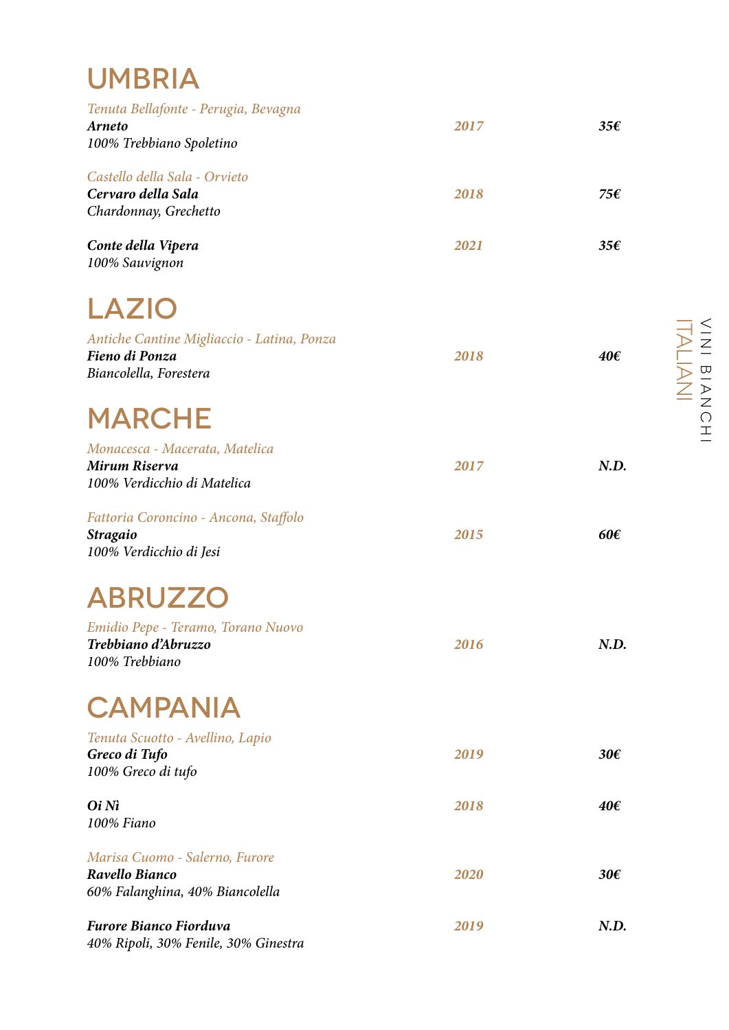# UMBRIA

*Tenuta Bellafonte - Perugia, Bevagna*
***Arneto*** — ***2017*** — ***35€***
*100% Trebbiano Spoletino*

*Castello della Sala - Orvieto*
***Cervaro della Sala*** — ***2018*** — ***75€***
*Chardonnay, Grechetto*

***Conte della Vipera*** — ***2021*** — ***35€***
*100% Sauvignon*

# LAZIO

*Antiche Cantine Migliaccio - Latina, Ponza*
***Fieno di Ponza*** — ***2018*** — ***40€***
*Biancolella, Forestera*

# MARCHE

*Monacesca - Macerata, Matelica*
***Mirum Riserva*** — ***2017*** — ***N.D.***
*100% Verdicchio di Matelica*

*Fattoria Coroncino - Ancona, Staffolo*
***Stragaio*** — ***2015*** — ***60€***
*100% Verdicchio di Jesi*

# ABRUZZO

*Emidio Pepe - Teramo, Torano Nuovo*
***Trebbiano d'Abruzzo*** — ***2016*** — ***N.D.***
*100% Trebbiano*

# CAMPANIA

*Tenuta Scuotto - Avellino, Lapio*
***Greco di Tufo*** — ***2019*** — ***30€***
*100% Greco di tufo*

***Oi Nì*** — ***2018*** — ***40€***
*100% Fiano*

*Marisa Cuomo - Salerno, Furore*
***Ravello Bianco*** — ***2020*** — ***30€***
*60% Falanghina, 40% Biancolella*

***Furore Bianco Fiorduva*** — ***2019*** — ***N.D.***
*40% Ripoli, 30% Fenile, 30% Ginestra*

VINI BIANCHI ITALIANI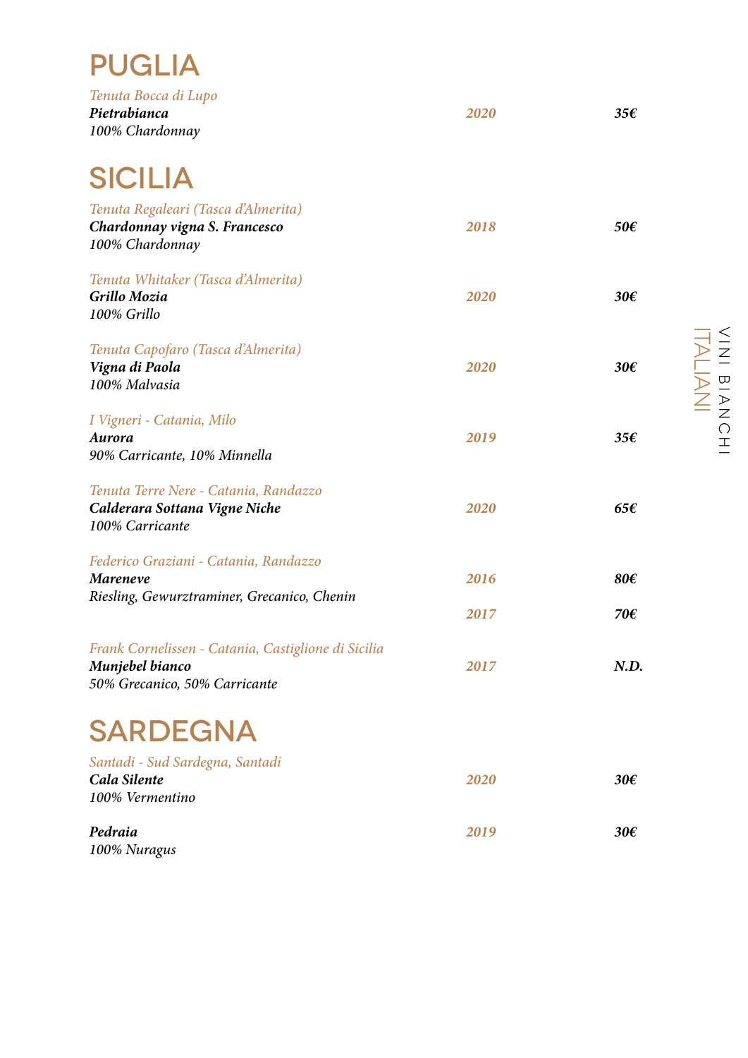## PUGLIA

*Tenuta Bocca di Lupo*
***Pietrabianca*** — ***2020*** — ***35€***
*100% Chardonnay*

## SICILIA

*Tenuta Regaleari (Tasca d'Almerita)*
***Chardonnay vigna S. Francesco*** — ***2018*** — ***50€***
*100% Chardonnay*

*Tenuta Whitaker (Tasca d'Almerita)*
***Grillo Mozia*** — ***2020*** — ***30€***
*100% Grillo*

*Tenuta Capofaro (Tasca d'Almerita)*
***Vigna di Paola*** — ***2020*** — ***30€***
*100% Malvasia*

*I Vigneri - Catania, Milo*
***Aurora*** — ***2019*** — ***35€***
*90% Carricante, 10% Minnella*

*Tenuta Terre Nere - Catania, Randazzo*
***Calderara Sottana Vigne Niche*** — ***2020*** — ***65€***
*100% Carricante*

*Federico Graziani - Catania, Randazzo*
***Mareneve*** — ***2016*** — ***80€***
*Riesling, Gewurztraminer, Grecanico, Chenin*
***2017*** — ***70€***

*Frank Cornelissen - Catania, Castiglione di Sicilia*
***Munjebel bianco*** — ***2017*** — ***N.D.***
*50% Grecanico, 50% Carricante*

## SARDEGNA

*Santadi - Sud Sardegna, Santadi*
***Cala Silente*** — ***2020*** — ***30€***
*100% Vermentino*

***Pedraia*** — ***2019*** — ***30€***
*100% Nuragus*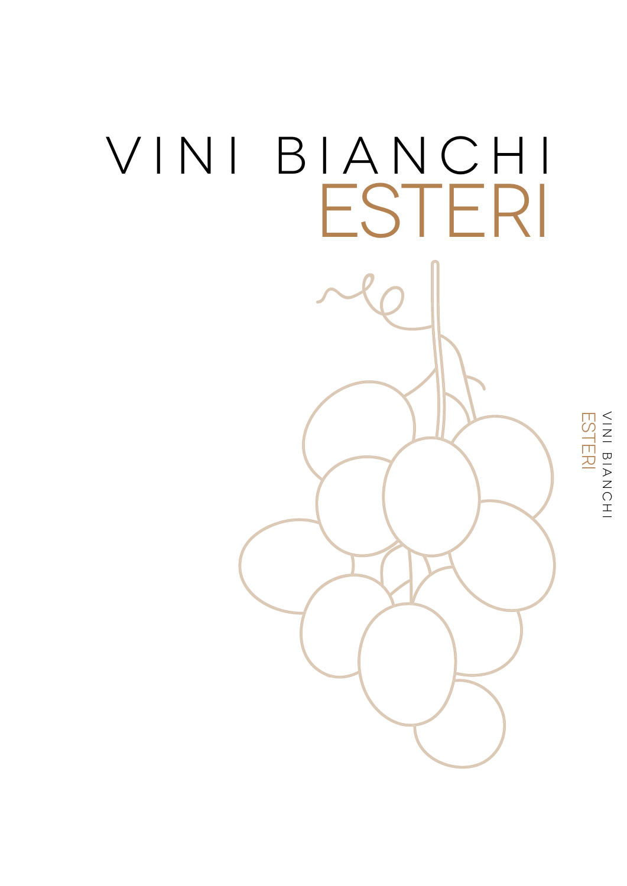# VINI BIANCHI ESTERI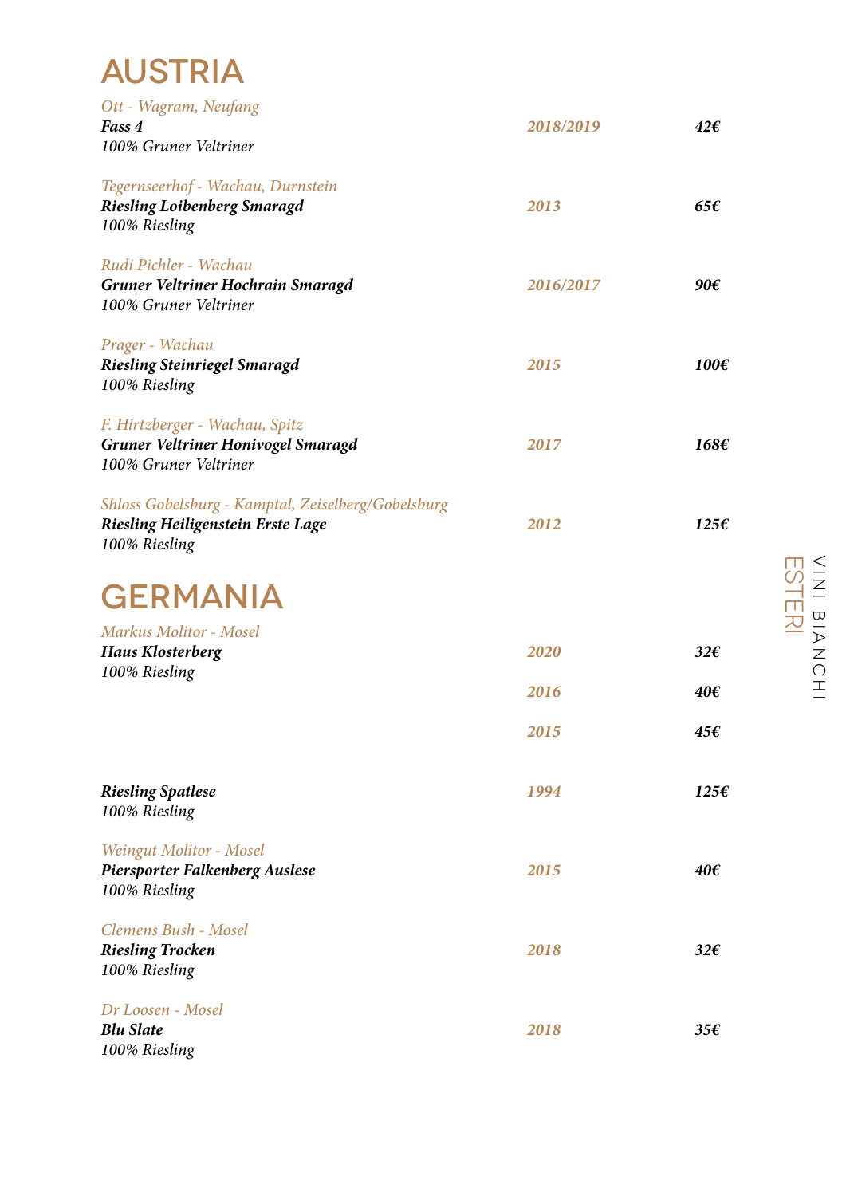# AUSTRIA

*Ott - Wagram, Neufang*
***Fass 4*** — *2018/2019* — ***42€***
*100% Gruner Veltriner*

*Tegernseerhof - Wachau, Durnstein*
***Riesling Loibenberg Smaragd*** — *2013* — ***65€***
*100% Riesling*

*Rudi Pichler - Wachau*
***Gruner Veltriner Hochrain Smaragd*** — *2016/2017* — ***90€***
*100% Gruner Veltriner*

*Prager - Wachau*
***Riesling Steinriegel Smaragd*** — *2015* — ***100€***
*100% Riesling*

*F. Hirtzberger - Wachau, Spitz*
***Gruner Veltriner Honivogel Smaragd*** — *2017* — ***168€***
*100% Gruner Veltriner*

*Shloss Gobelsburg - Kamptal, Zeiselberg/Gobelsburg*
***Riesling Heiligenstein Erste Lage*** — *2012* — ***125€***
*100% Riesling*

# GERMANIA

*Markus Molitor - Mosel*
***Haus Klosterberg*** — *2020* — ***32€***
*100% Riesling*
*2016* — ***40€***
*2015* — ***45€***

***Riesling Spatlese*** — *1994* — ***125€***
*100% Riesling*

*Weingut Molitor - Mosel*
***Piersporter Falkenberg Auslese*** — *2015* — ***40€***
*100% Riesling*

*Clemens Bush - Mosel*
***Riesling Trocken*** — *2018* — ***32€***
*100% Riesling*

*Dr Loosen - Mosel*
***Blu Slate*** — *2018* — ***35€***
*100% Riesling*

VINI BIANCHI ESTERI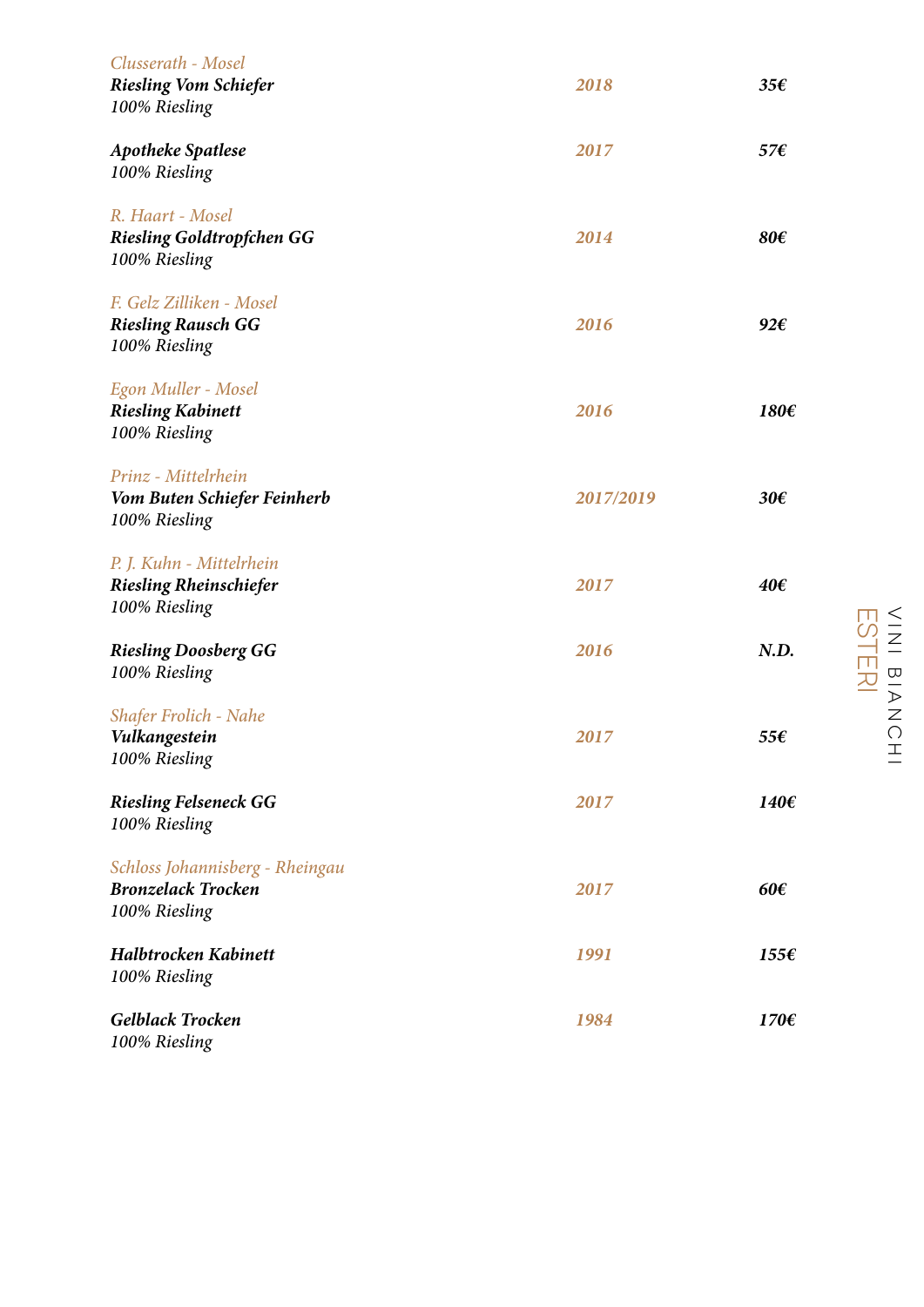*Clusserath - Mosel*
***Riesling Vom Schiefer*** | ***2018*** | ***35€***
*100% Riesling*

***Apotheke Spatlese*** | ***2017*** | ***57€***
*100% Riesling*

*R. Haart - Mosel*
***Riesling Goldtropfchen GG*** | ***2014*** | ***80€***
*100% Riesling*

*F. Gelz Zilliken - Mosel*
***Riesling Rausch GG*** | ***2016*** | ***92€***
*100% Riesling*

*Egon Muller - Mosel*
***Riesling Kabinett*** | ***2016*** | ***180€***
*100% Riesling*

*Prinz - Mittelrhein*
***Vom Buten Schiefer Feinherb*** | ***2017/2019*** | ***30€***
*100% Riesling*

*P. J. Kuhn - Mittelrhein*
***Riesling Rheinschiefer*** | ***2017*** | ***40€***
*100% Riesling*

***Riesling Doosberg GG*** | ***2016*** | ***N.D.***
*100% Riesling*

*Shafer Frolich - Nahe*
***Vulkangestein*** | ***2017*** | ***55€***
*100% Riesling*

***Riesling Felseneck GG*** | ***2017*** | ***140€***
*100% Riesling*

*Schloss Johannisberg - Rheingau*
***Bronzelack Trocken*** | ***2017*** | ***60€***
*100% Riesling*

***Halbtrocken Kabinett*** | ***1991*** | ***155€***
*100% Riesling*

***Gelblack Trocken*** | ***1984*** | ***170€***
*100% Riesling*

VINI BIANCHI
ESTERI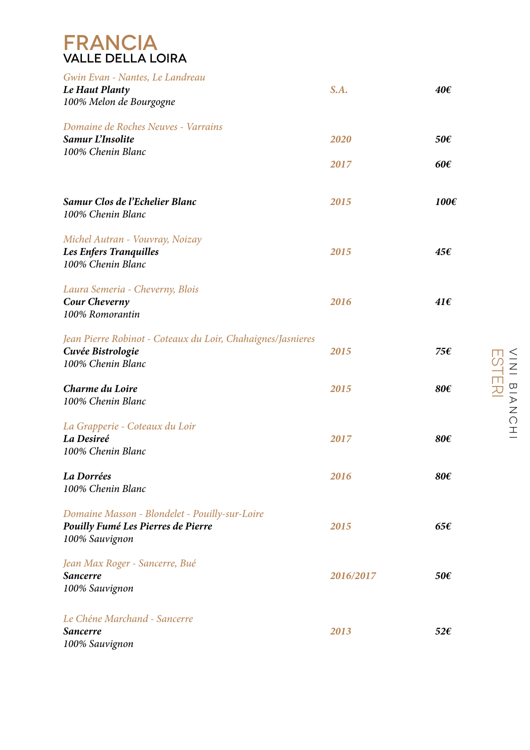# FRANCIA
## VALLE DELLA LOIRA

*Gwin Evan - Nantes, Le Landreau*
***Le Haut Planty*** — *S.A.* — *40€*
*100% Melon de Bourgogne*

*Domaine de Roches Neuves - Varrains*
***Samur L'Insolite*** — *2020* — *50€*
*100% Chenin Blanc* — *2017* — *60€*

***Samur Clos de l'Echelier Blanc*** — *2015* — *100€*
*100% Chenin Blanc*

*Michel Autran - Vouvray, Noizay*
***Les Enfers Tranquilles*** — *2015* — *45€*
*100% Chenin Blanc*

*Laura Semeria - Cheverny, Blois*
***Cour Cheverny*** — *2016* — *41€*
*100% Romorantin*

*Jean Pierre Robinot - Coteaux du Loir, Chahaignes/Jasnieres*
***Cuvée Bistrologie*** — *2015* — *75€*
*100% Chenin Blanc*

***Charme du Loire*** — *2015* — *80€*
*100% Chenin Blanc*

*La Grapperie - Coteaux du Loir*
***La Desireé*** — *2017* — *80€*
*100% Chenin Blanc*

***La Dorrées*** — *2016* — *80€*
*100% Chenin Blanc*

*Domaine Masson - Blondelet - Pouilly-sur-Loire*
***Pouilly Fumé Les Pierres de Pierre*** — *2015* — *65€*
*100% Sauvignon*

*Jean Max Roger - Sancerre, Bué*
***Sancerre*** — *2016/2017* — *50€*
*100% Sauvignon*

*Le Chéne Marchand - Sancerre*
***Sancerre*** — *2013* — *52€*
*100% Sauvignon*

VINI BIANCHI ESTERI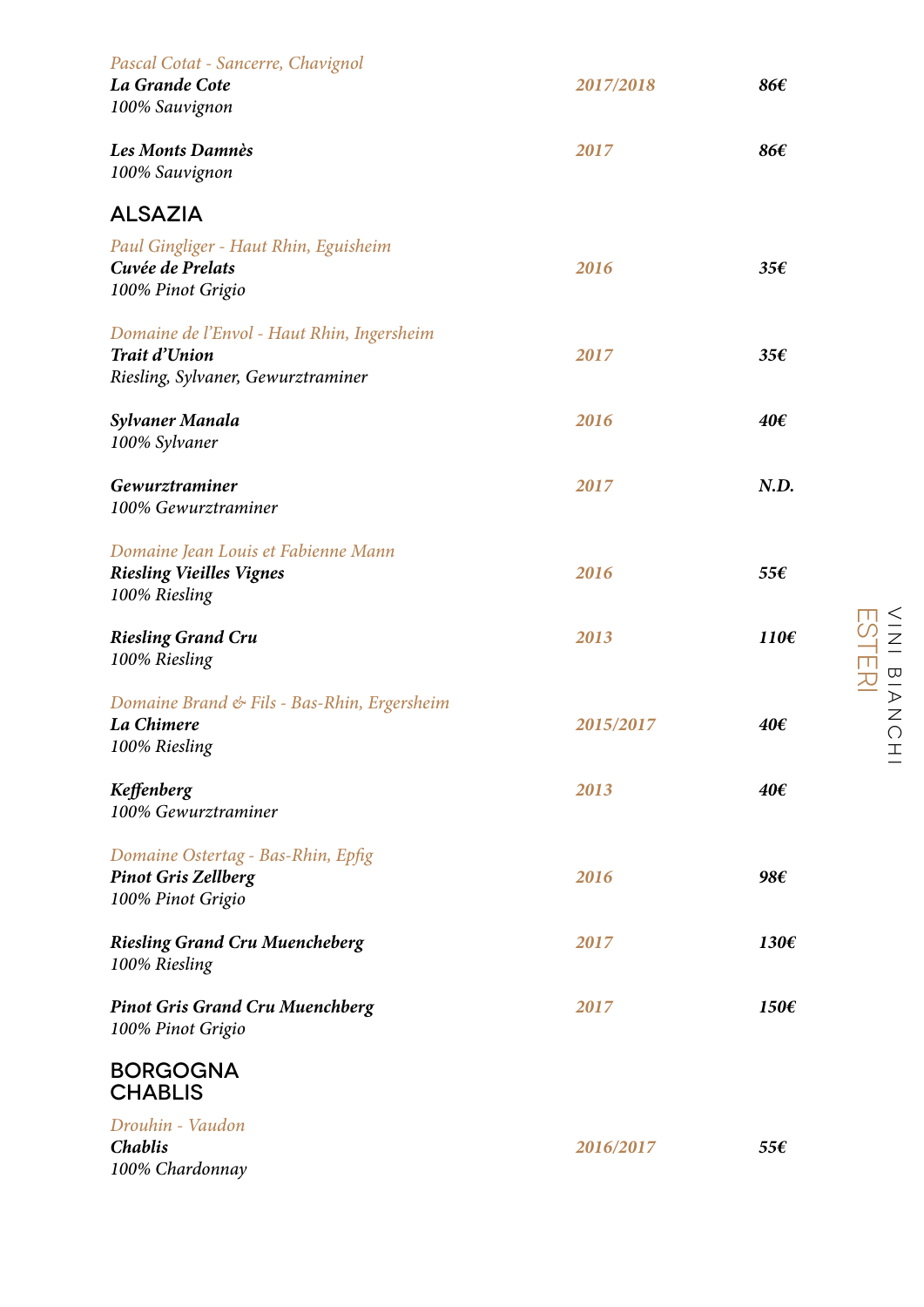*Pascal Cotat - Sancerre, Chavignol*

| | | |
|---|---|---|
| ***La Grande Cote***<br>*100% Sauvignon* | ***2017/2018*** | ***86€*** |
| ***Les Monts Damnès***<br>*100% Sauvignon* | ***2017*** | ***86€*** |

## ALSAZIA

*Paul Gingliger - Haut Rhin, Eguisheim*

| | | |
|---|---|---|
| ***Cuvée de Prelats***<br>*100% Pinot Grigio* | ***2016*** | ***35€*** |

*Domaine de l'Envol - Haut Rhin, Ingersheim*

| | | |
|---|---|---|
| ***Trait d'Union***<br>*Riesling, Sylvaner, Gewurztraminer* | ***2017*** | ***35€*** |
| ***Sylvaner Manala***<br>*100% Sylvaner* | ***2016*** | ***40€*** |
| ***Gewurztraminer***<br>*100% Gewurztraminer* | ***2017*** | ***N.D.*** |

*Domaine Jean Louis et Fabienne Mann*

| | | |
|---|---|---|
| ***Riesling Vieilles Vignes***<br>*100% Riesling* | ***2016*** | ***55€*** |
| ***Riesling Grand Cru***<br>*100% Riesling* | ***2013*** | ***110€*** |

*Domaine Brand & Fils - Bas-Rhin, Ergersheim*

| | | |
|---|---|---|
| ***La Chimere***<br>*100% Riesling* | ***2015/2017*** | ***40€*** |
| ***Keffenberg***<br>*100% Gewurztraminer* | ***2013*** | ***40€*** |

*Domaine Ostertag - Bas-Rhin, Epfig*

| | | |
|---|---|---|
| ***Pinot Gris Zellberg***<br>*100% Pinot Grigio* | ***2016*** | ***98€*** |
| ***Riesling Grand Cru Muencheberg***<br>*100% Riesling* | ***2017*** | ***130€*** |
| ***Pinot Gris Grand Cru Muenchberg***<br>*100% Pinot Grigio* | ***2017*** | ***150€*** |

## BORGOGNA
## CHABLIS

*Drouhin - Vaudon*

| | | |
|---|---|---|
| ***Chablis***<br>*100% Chardonnay* | ***2016/2017*** | ***55€*** |

VINI BIANCHI ESTERI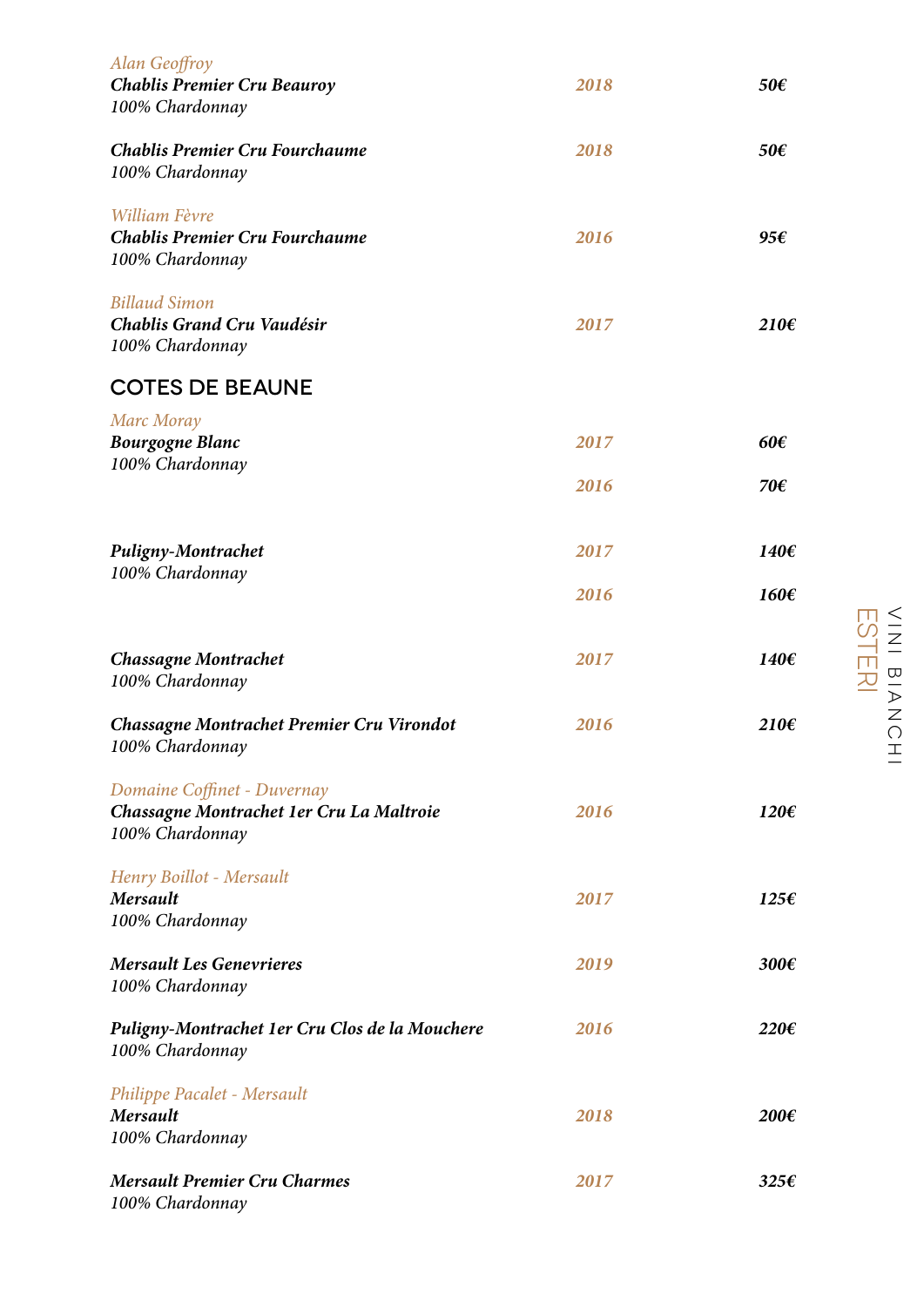| | | |
|---|---|---|
| *Alan Geoffroy* | | |
| ***Chablis Premier Cru Beauroy*** | ***2018*** | ***50€*** |
| *100% Chardonnay* | | |
| ***Chablis Premier Cru Fourchaume*** | ***2018*** | ***50€*** |
| *100% Chardonnay* | | |
| *William Fèvre* | | |
| ***Chablis Premier Cru Fourchaume*** | ***2016*** | ***95€*** |
| *100% Chardonnay* | | |
| *Billaud Simon* | | |
| ***Chablis Grand Cru Vaudésir*** | ***2017*** | ***210€*** |
| *100% Chardonnay* | | |

## COTES DE BEAUNE

| | | |
|---|---|---|
| *Marc Moray* | | |
| ***Bourgogne Blanc*** | ***2017*** | ***60€*** |
| *100% Chardonnay* | ***2016*** | ***70€*** |
| ***Puligny-Montrachet*** | ***2017*** | ***140€*** |
| *100% Chardonnay* | ***2016*** | ***160€*** |
| ***Chassagne Montrachet*** | ***2017*** | ***140€*** |
| *100% Chardonnay* | | |
| ***Chassagne Montrachet Premier Cru Virondot*** | ***2016*** | ***210€*** |
| *100% Chardonnay* | | |
| *Domaine Coffinet - Duvernay* | | |
| ***Chassagne Montrachet 1er Cru La Maltroie*** | ***2016*** | ***120€*** |
| *100% Chardonnay* | | |
| *Henry Boillot - Mersault* | | |
| ***Mersault*** | ***2017*** | ***125€*** |
| *100% Chardonnay* | | |
| ***Mersault Les Genevrieres*** | ***2019*** | ***300€*** |
| *100% Chardonnay* | | |
| ***Puligny-Montrachet 1er Cru Clos de la Mouchere*** | ***2016*** | ***220€*** |
| *100% Chardonnay* | | |
| *Philippe Pacalet - Mersault* | | |
| ***Mersault*** | ***2018*** | ***200€*** |
| *100% Chardonnay* | | |
| ***Mersault Premier Cru Charmes*** | ***2017*** | ***325€*** |
| *100% Chardonnay* | | |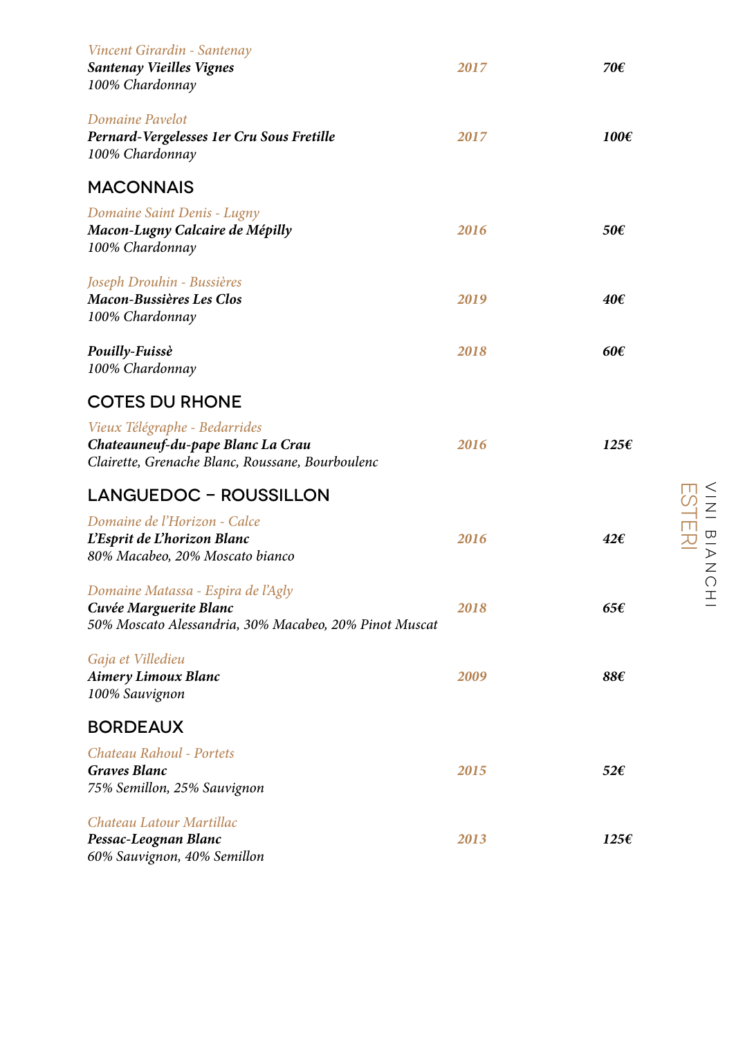*Vincent Girardin - Santenay*
***Santenay Vieilles Vignes*** — ***2017*** — ***70€***
*100% Chardonnay*

*Domaine Pavelot*
***Pernard-Vergelesses 1er Cru Sous Fretille*** — ***2017*** — ***100€***
*100% Chardonnay*

## MACONNAIS

*Domaine Saint Denis - Lugny*
***Macon-Lugny Calcaire de Mépilly*** — ***2016*** — ***50€***
*100% Chardonnay*

*Joseph Drouhin - Bussières*
***Macon-Bussières Les Clos*** — ***2019*** — ***40€***
*100% Chardonnay*

***Pouilly-Fuissè*** — ***2018*** — ***60€***
*100% Chardonnay*

## COTES DU RHONE

*Vieux Télégraphe - Bedarrides*
***Chateauneuf-du-pape Blanc La Crau*** — ***2016*** — ***125€***
*Clairette, Grenache Blanc, Roussane, Bourboulenc*

## LANGUEDOC – ROUSSILLON

*Domaine de l'Horizon - Calce*
***L'Esprit de L'horizon Blanc*** — ***2016*** — ***42€***
*80% Macabeo, 20% Moscato bianco*

*Domaine Matassa - Espira de l'Agly*
***Cuvée Marguerite Blanc*** — ***2018*** — ***65€***
*50% Moscato Alessandria, 30% Macabeo, 20% Pinot Muscat*

*Gaja et Villedieu*
***Aimery Limoux Blanc*** — ***2009*** — ***88€***
*100% Sauvignon*

## BORDEAUX

*Chateau Rahoul - Portets*
***Graves Blanc*** — ***2015*** — ***52€***
*75% Semillon, 25% Sauvignon*

*Chateau Latour Martillac*
***Pessac-Leognan Blanc*** — ***2013*** — ***125€***
*60% Sauvignon, 40% Semillon*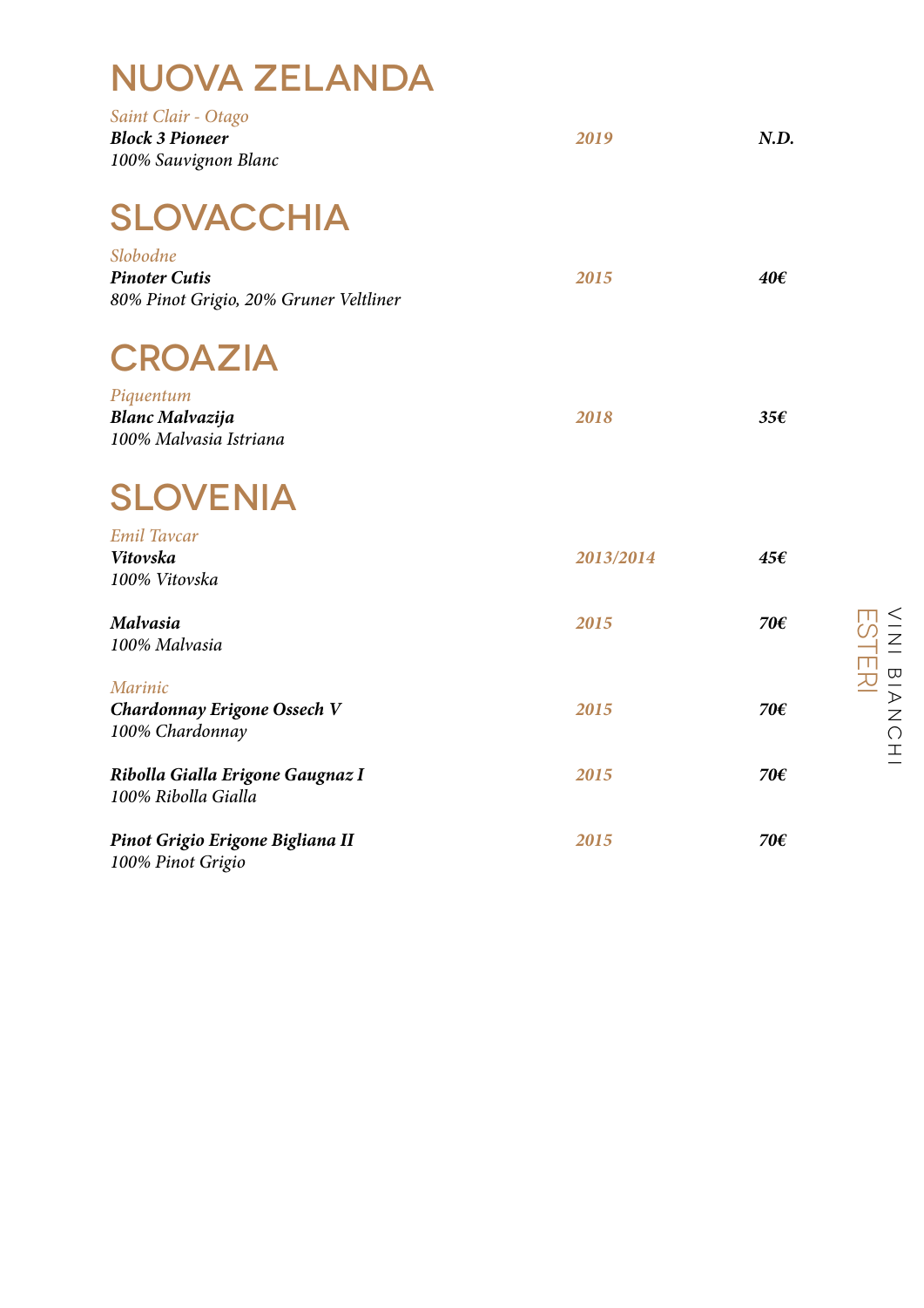# NUOVA ZELANDA

*Saint Clair - Otago*

| | | |
|---|---|---|
| ***Block 3 Pioneer***<br>*100% Sauvignon Blanc* | ***2019*** | ***N.D.*** |

# SLOVACCHIA

*Slobodne*

| | | |
|---|---|---|
| ***Pinoter Cutis***<br>*80% Pinot Grigio, 20% Gruner Veltliner* | ***2015*** | ***40€*** |

# CROAZIA

*Piquentum*

| | | |
|---|---|---|
| ***Blanc Malvazija***<br>*100% Malvasia Istriana* | ***2018*** | ***35€*** |

# SLOVENIA

*Emil Tavcar*

| | | |
|---|---|---|
| ***Vitovska***<br>*100% Vitovska* | ***2013/2014*** | ***45€*** |
| ***Malvasia***<br>*100% Malvasia* | ***2015*** | ***70€*** |

*Marinic*

| | | |
|---|---|---|
| ***Chardonnay Erigone Ossech V***<br>*100% Chardonnay* | ***2015*** | ***70€*** |
| ***Ribolla Gialla Erigone Gaugnaz I***<br>*100% Ribolla Gialla* | ***2015*** | ***70€*** |
| ***Pinot Grigio Erigone Bigliana II***<br>*100% Pinot Grigio* | ***2015*** | ***70€*** |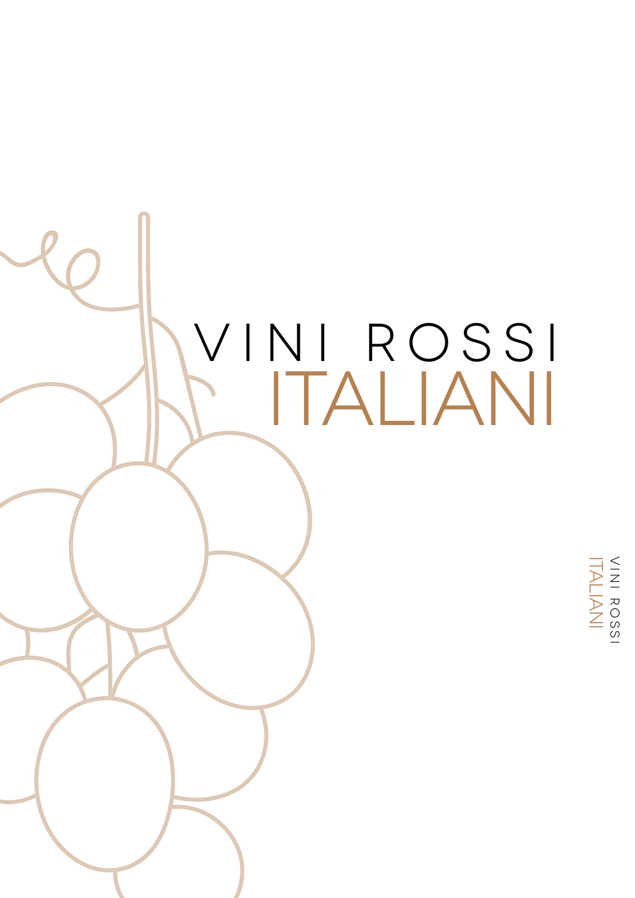# VINI ROSSI ITALIANI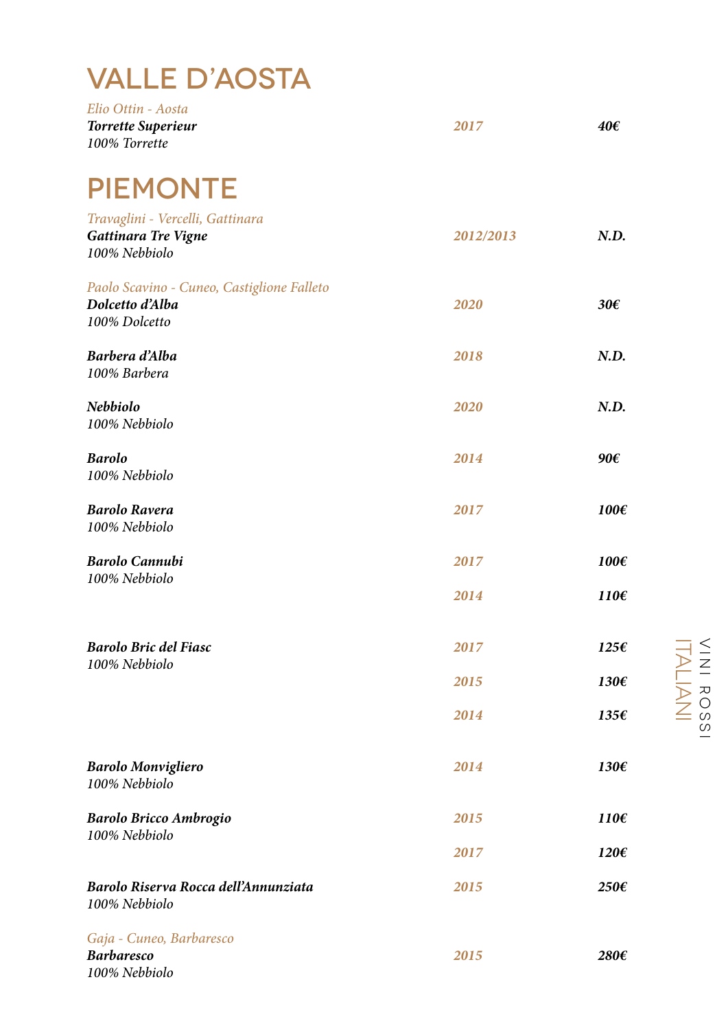# VALLE D'AOSTA

*Elio Ottin - Aosta*

| | | |
|---|---|---|
| ***Torrette Superieur***<br>*100% Torrette* | *2017* | *40€* |

# PIEMONTE

*Travaglini - Vercelli, Gattinara*

| | | |
|---|---|---|
| ***Gattinara Tre Vigne***<br>*100% Nebbiolo* | *2012/2013* | *N.D.* |

*Paolo Scavino - Cuneo, Castiglione Falleto*

| | | |
|---|---|---|
| ***Dolcetto d'Alba***<br>*100% Dolcetto* | *2020* | *30€* |
| ***Barbera d'Alba***<br>*100% Barbera* | *2018* | *N.D.* |
| ***Nebbiolo***<br>*100% Nebbiolo* | *2020* | *N.D.* |
| ***Barolo***<br>*100% Nebbiolo* | *2014* | *90€* |
| ***Barolo Ravera***<br>*100% Nebbiolo* | *2017* | *100€* |
| ***Barolo Cannubi***<br>*100% Nebbiolo* | *2017* | *100€* |
| | *2014* | *110€* |
| ***Barolo Bric del Fiasc***<br>*100% Nebbiolo* | *2017* | *125€* |
| | *2015* | *130€* |
| | *2014* | *135€* |
| ***Barolo Monvigliero***<br>*100% Nebbiolo* | *2014* | *130€* |
| ***Barolo Bricco Ambrogio***<br>*100% Nebbiolo* | *2015* | *110€* |
| | *2017* | *120€* |
| ***Barolo Riserva Rocca dell'Annunziata***<br>*100% Nebbiolo* | *2015* | *250€* |

*Gaja - Cuneo, Barbaresco*

| | | |
|---|---|---|
| ***Barbaresco***<br>*100% Nebbiolo* | *2015* | *280€* |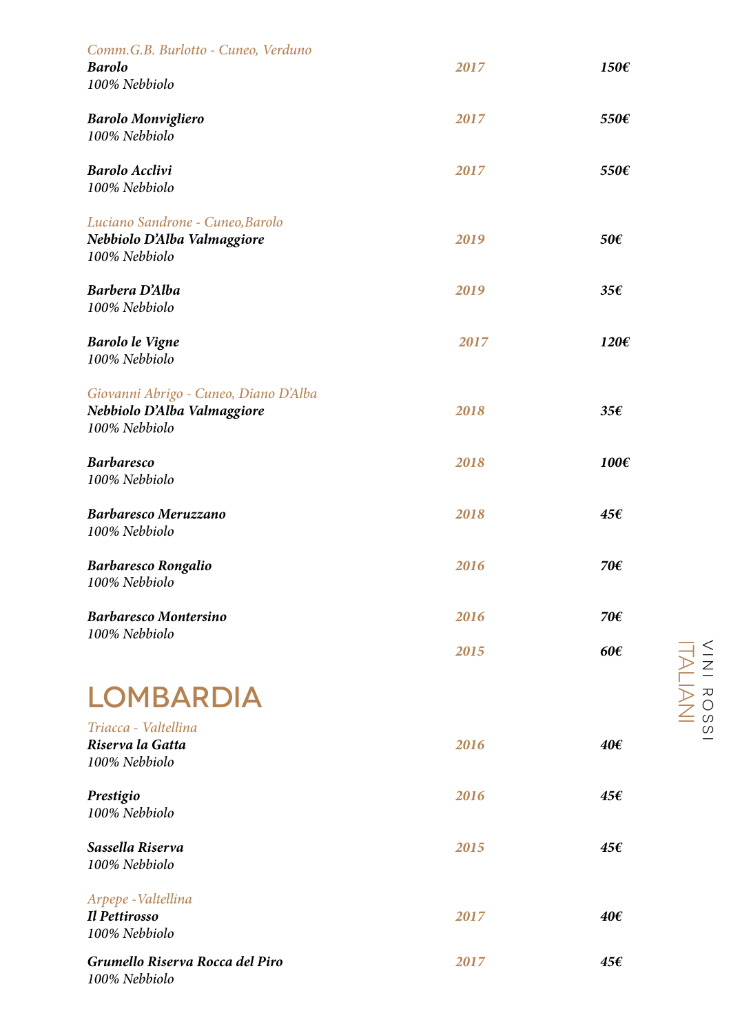*Comm.G.B. Burlotto - Cuneo, Verduno*

| | | |
|---|---|---|
| ***Barolo***<br>*100% Nebbiolo* | *2017* | *150€* |
| ***Barolo Monvigliero***<br>*100% Nebbiolo* | *2017* | *550€* |
| ***Barolo Acclivi***<br>*100% Nebbiolo* | *2017* | *550€* |

*Luciano Sandrone - Cuneo,Barolo*

| | | |
|---|---|---|
| ***Nebbiolo D'Alba Valmaggiore***<br>*100% Nebbiolo* | *2019* | *50€* |
| ***Barbera D'Alba***<br>*100% Nebbiolo* | *2019* | *35€* |
| ***Barolo le Vigne***<br>*100% Nebbiolo* | *2017* | *120€* |

*Giovanni Abrigo - Cuneo, Diano D'Alba*

| | | |
|---|---|---|
| ***Nebbiolo D'Alba Valmaggiore***<br>*100% Nebbiolo* | *2018* | *35€* |
| ***Barbaresco***<br>*100% Nebbiolo* | *2018* | *100€* |
| ***Barbaresco Meruzzano***<br>*100% Nebbiolo* | *2018* | *45€* |
| ***Barbaresco Rongalio***<br>*100% Nebbiolo* | *2016* | *70€* |
| ***Barbaresco Montersino***<br>*100% Nebbiolo* | *2016* | *70€* |
| | *2015* | *60€* |

# LOMBARDIA

*Triacca - Valtellina*

| | | |
|---|---|---|
| ***Riserva la Gatta***<br>*100% Nebbiolo* | *2016* | *40€* |
| ***Prestigio***<br>*100% Nebbiolo* | *2016* | *45€* |
| ***Sassella Riserva***<br>*100% Nebbiolo* | *2015* | *45€* |

*Arpepe -Valtellina*

| | | |
|---|---|---|
| ***Il Pettirosso***<br>*100% Nebbiolo* | *2017* | *40€* |
| ***Grumello Riserva Rocca del Piro***<br>*100% Nebbiolo* | *2017* | *45€* |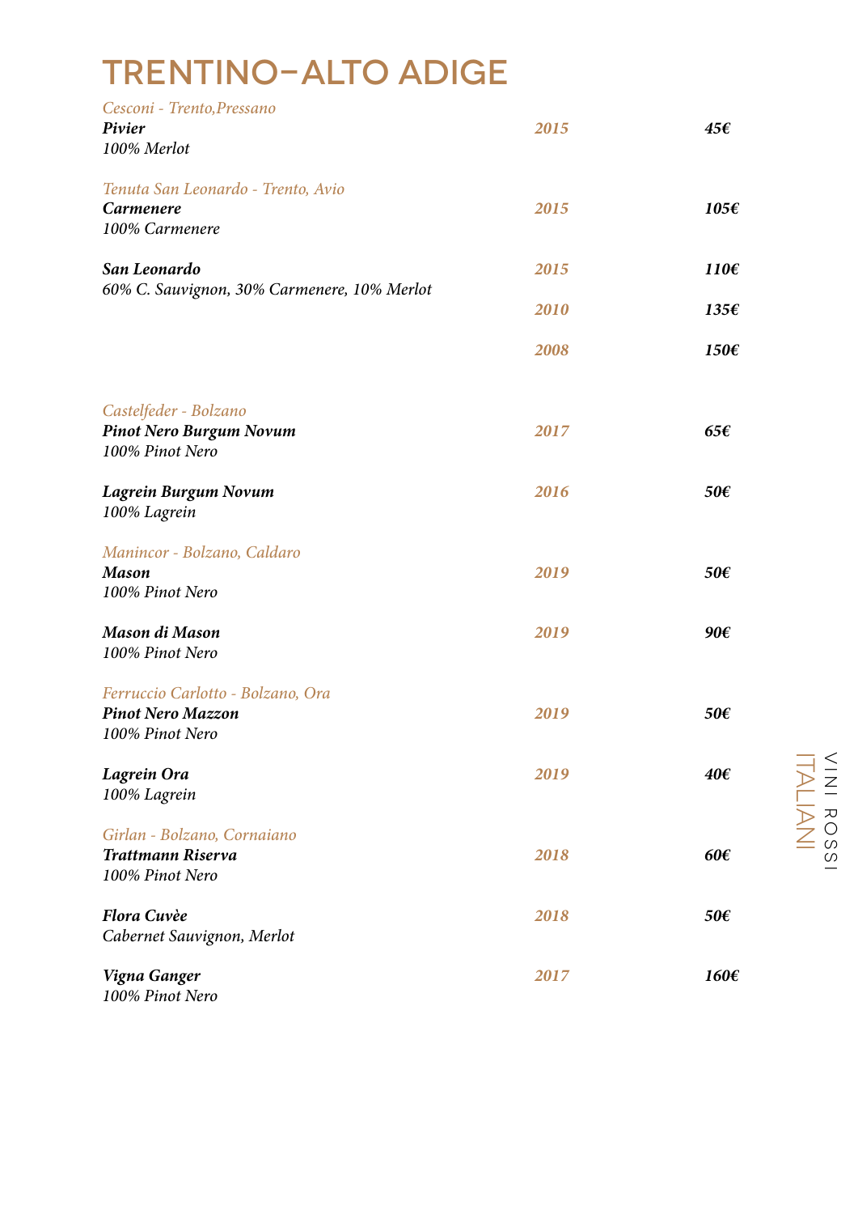# TRENTINO-ALTO ADIGE

*Cesconi - Trento,Pressano*

| | | |
|---|---|---|
| ***Pivier***<br>*100% Merlot* | ***2015*** | ***45€*** |

*Tenuta San Leonardo - Trento, Avio*

| | | |
|---|---|---|
| ***Carmenere***<br>*100% Carmenere* | ***2015*** | ***105€*** |
| ***San Leonardo***<br>*60% C. Sauvignon, 30% Carmenere, 10% Merlot* | ***2015*** | ***110€*** |
| | ***2010*** | ***135€*** |
| | ***2008*** | ***150€*** |

*Castelfeder - Bolzano*

| | | |
|---|---|---|
| ***Pinot Nero Burgum Novum***<br>*100% Pinot Nero* | ***2017*** | ***65€*** |
| ***Lagrein Burgum Novum***<br>*100% Lagrein* | ***2016*** | ***50€*** |

*Manincor - Bolzano, Caldaro*

| | | |
|---|---|---|
| ***Mason***<br>*100% Pinot Nero* | ***2019*** | ***50€*** |
| ***Mason di Mason***<br>*100% Pinot Nero* | ***2019*** | ***90€*** |

*Ferruccio Carlotto - Bolzano, Ora*

| | | |
|---|---|---|
| ***Pinot Nero Mazzon***<br>*100% Pinot Nero* | ***2019*** | ***50€*** |
| ***Lagrein Ora***<br>*100% Lagrein* | ***2019*** | ***40€*** |

*Girlan - Bolzano, Cornaiano*

| | | |
|---|---|---|
| ***Trattmann Riserva***<br>*100% Pinot Nero* | ***2018*** | ***60€*** |
| ***Flora Cuvèe***<br>*Cabernet Sauvignon, Merlot* | ***2018*** | ***50€*** |
| ***Vigna Ganger***<br>*100% Pinot Nero* | ***2017*** | ***160€*** |

VINI ROSSI ITALIANI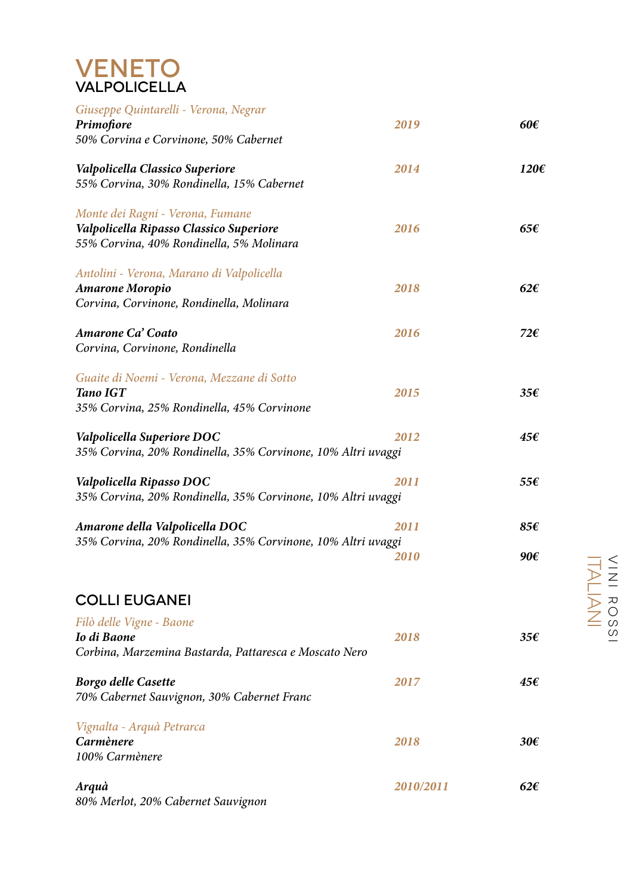# VENETO

## VALPOLICELLA

*Giuseppe Quintarelli - Verona, Negrar*

| | | |
|---|---|---|
| ***Primofiore***<br>*50% Corvina e Corvinone, 50% Cabernet* | *2019* | *60€* |
| ***Valpolicella Classico Superiore***<br>*55% Corvina, 30% Rondinella, 15% Cabernet* | *2014* | *120€* |

*Monte dei Ragni - Verona, Fumane*

| | | |
|---|---|---|
| ***Valpolicella Ripasso Classico Superiore***<br>*55% Corvina, 40% Rondinella, 5% Molinara* | *2016* | *65€* |

*Antolini - Verona, Marano di Valpolicella*

| | | |
|---|---|---|
| ***Amarone Moropio***<br>*Corvina, Corvinone, Rondinella, Molinara* | *2018* | *62€* |
| ***Amarone Ca' Coato***<br>*Corvina, Corvinone, Rondinella* | *2016* | *72€* |

*Guaite di Noemi - Verona, Mezzane di Sotto*

| | | |
|---|---|---|
| ***Tano IGT***<br>*35% Corvina, 25% Rondinella, 45% Corvinone* | *2015* | *35€* |
| ***Valpolicella Superiore DOC***<br>*35% Corvina, 20% Rondinella, 35% Corvinone, 10% Altri uvaggi* | *2012* | *45€* |
| ***Valpolicella Ripasso DOC***<br>*35% Corvina, 20% Rondinella, 35% Corvinone, 10% Altri uvaggi* | *2011* | *55€* |
| ***Amarone della Valpolicella DOC***<br>*35% Corvina, 20% Rondinella, 35% Corvinone, 10% Altri uvaggi* | *2011* | *85€* |
| | *2010* | *90€* |

## COLLI EUGANEI

*Filò delle Vigne - Baone*

| | | |
|---|---|---|
| ***Io di Baone***<br>*Corbina, Marzemina Bastarda, Pattaresca e Moscato Nero* | *2018* | *35€* |
| ***Borgo delle Casette***<br>*70% Cabernet Sauvignon, 30% Cabernet Franc* | *2017* | *45€* |

*Vignalta - Arquà Petrarca*

| | | |
|---|---|---|
| ***Carmènere***<br>*100% Carmènere* | *2018* | *30€* |
| ***Arquà***<br>*80% Merlot, 20% Cabernet Sauvignon* | *2010/2011* | *62€* |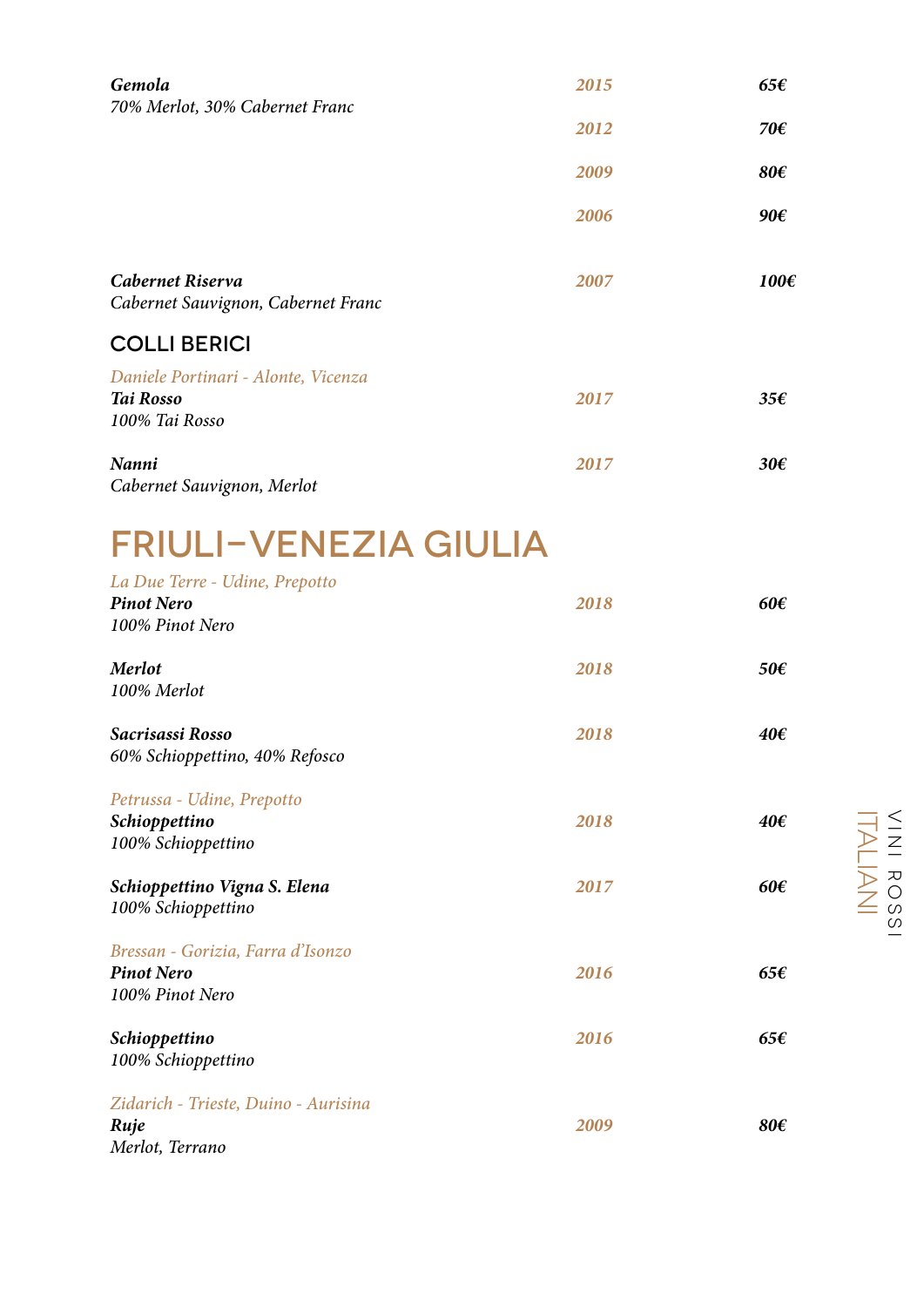**Gemola**
*70% Merlot, 30% Cabernet Franc*

| | | |
|---|---|---|
| | *2015* | *65€* |
| | *2012* | *70€* |
| | *2009* | *80€* |
| | *2006* | *90€* |

| | | |
|---|---|---|
| ***Cabernet Riserva*** *Cabernet Sauvignon, Cabernet Franc* | *2007* | *100€* |

### COLLI BERICI

*Daniele Portinari - Alonte, Vicenza*

| | | |
|---|---|---|
| ***Tai Rosso*** *100% Tai Rosso* | *2017* | *35€* |
| ***Nanni*** *Cabernet Sauvignon, Merlot* | *2017* | *30€* |

## FRIULI–VENEZIA GIULIA

*La Due Terre - Udine, Prepotto*

| | | |
|---|---|---|
| ***Pinot Nero*** *100% Pinot Nero* | *2018* | *60€* |
| ***Merlot*** *100% Merlot* | *2018* | *50€* |
| ***Sacrisassi Rosso*** *60% Schioppettino, 40% Refosco* | *2018* | *40€* |

*Petrussa - Udine, Prepotto*

| | | |
|---|---|---|
| ***Schioppettino*** *100% Schioppettino* | *2018* | *40€* |
| ***Schioppettino Vigna S. Elena*** *100% Schioppettino* | *2017* | *60€* |

*Bressan - Gorizia, Farra d'Isonzo*

| | | |
|---|---|---|
| ***Pinot Nero*** *100% Pinot Nero* | *2016* | *65€* |
| ***Schioppettino*** *100% Schioppettino* | *2016* | *65€* |

*Zidarich - Trieste, Duino - Aurisina*

| | | |
|---|---|---|
| ***Ruje*** *Merlot, Terrano* | *2009* | *80€* |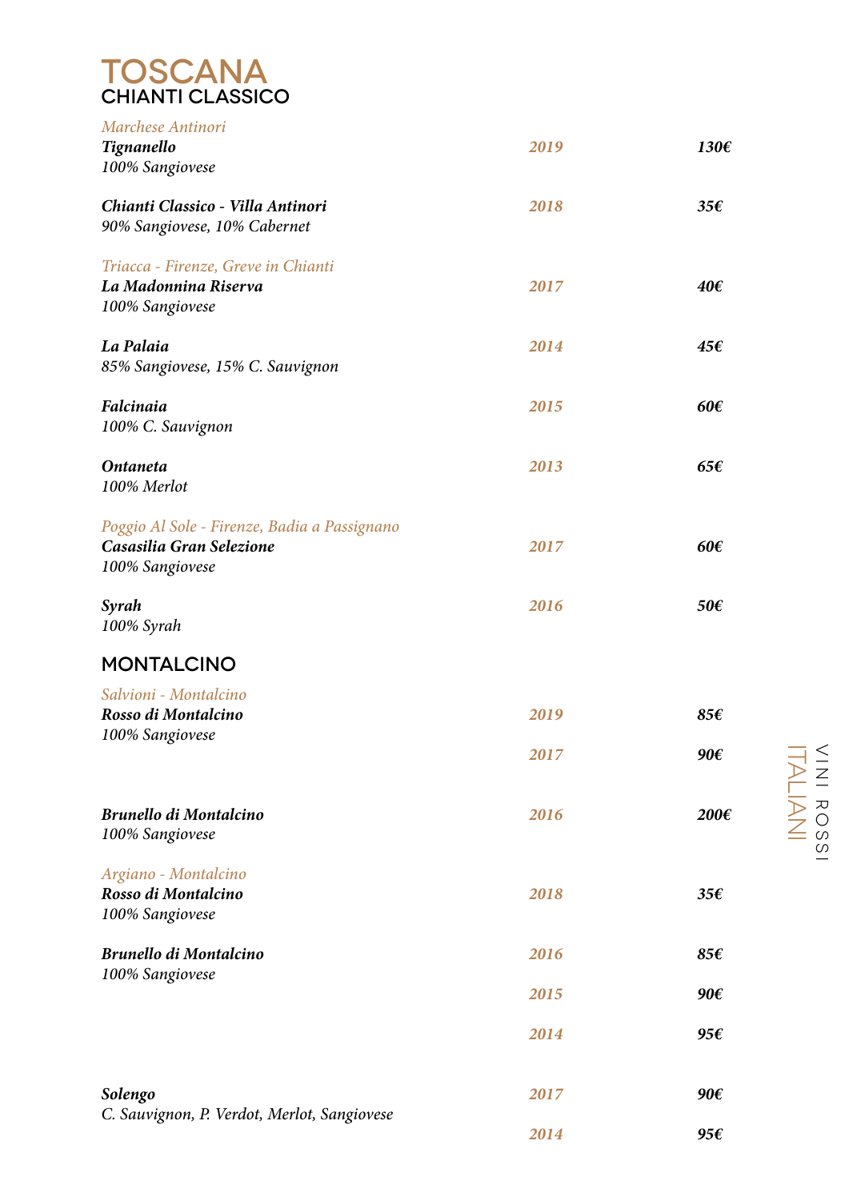# TOSCANA

## CHIANTI CLASSICO

*Marchese Antinori*

| | | |
|---|---|---|
| ***Tignanello***<br>*100% Sangiovese* | *2019* | *130€* |
| ***Chianti Classico - Villa Antinori***<br>*90% Sangiovese, 10% Cabernet* | *2018* | *35€* |

*Triacca - Firenze, Greve in Chianti*

| | | |
|---|---|---|
| ***La Madonnina Riserva***<br>*100% Sangiovese* | *2017* | *40€* |
| ***La Palaia***<br>*85% Sangiovese, 15% C. Sauvignon* | *2014* | *45€* |
| ***Falcinaia***<br>*100% C. Sauvignon* | *2015* | *60€* |
| ***Ontaneta***<br>*100% Merlot* | *2013* | *65€* |

*Poggio Al Sole - Firenze, Badia a Passignano*

| | | |
|---|---|---|
| ***Casasilia Gran Selezione***<br>*100% Sangiovese* | *2017* | *60€* |
| ***Syrah***<br>*100% Syrah* | *2016* | *50€* |

## MONTALCINO

*Salvioni - Montalcino*

| | | |
|---|---|---|
| ***Rosso di Montalcino***<br>*100% Sangiovese* | *2019* | *85€* |
| | *2017* | *90€* |
| ***Brunello di Montalcino***<br>*100% Sangiovese* | *2016* | *200€* |

*Argiano - Montalcino*

| | | |
|---|---|---|
| ***Rosso di Montalcino***<br>*100% Sangiovese* | *2018* | *35€* |
| ***Brunello di Montalcino***<br>*100% Sangiovese* | *2016* | *85€* |
| | *2015* | *90€* |
| | *2014* | *95€* |
| ***Solengo***<br>*C. Sauvignon, P. Verdot, Merlot, Sangiovese* | *2017* | *90€* |
| | *2014* | *95€* |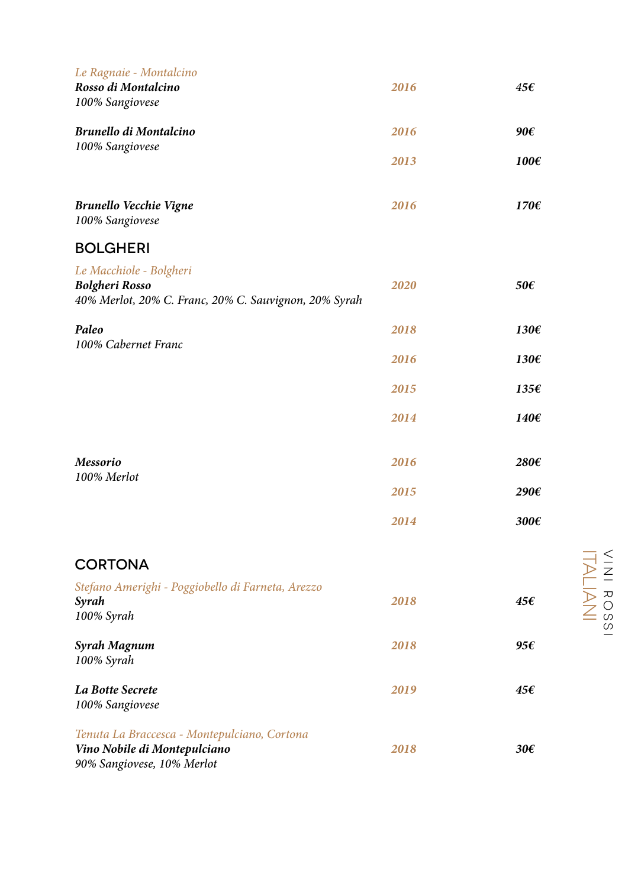*Le Ragnaie - Montalcino*

| | | |
|---|---|---|
| ***Rosso di Montalcino***<br>*100% Sangiovese* | ***2016*** | ***45€*** |
| ***Brunello di Montalcino***<br>*100% Sangiovese* | ***2016*** | ***90€*** |
| | ***2013*** | ***100€*** |
| ***Brunello Vecchie Vigne***<br>*100% Sangiovese* | ***2016*** | ***170€*** |

## BOLGHERI

*Le Macchiole - Bolgheri*

| | | |
|---|---|---|
| ***Bolgheri Rosso***<br>*40% Merlot, 20% C. Franc, 20% C. Sauvignon, 20% Syrah* | ***2020*** | ***50€*** |
| ***Paleo***<br>*100% Cabernet Franc* | ***2018*** | ***130€*** |
| | ***2016*** | ***130€*** |
| | ***2015*** | ***135€*** |
| | ***2014*** | ***140€*** |
| ***Messorio***<br>*100% Merlot* | ***2016*** | ***280€*** |
| | ***2015*** | ***290€*** |
| | ***2014*** | ***300€*** |

## CORTONA

*Stefano Amerighi - Poggiobello di Farneta, Arezzo*

| | | |
|---|---|---|
| ***Syrah***<br>*100% Syrah* | ***2018*** | ***45€*** |
| ***Syrah Magnum***<br>*100% Syrah* | ***2018*** | ***95€*** |
| ***La Botte Secrete***<br>*100% Sangiovese* | ***2019*** | ***45€*** |

*Tenuta La Braccesca - Montepulciano, Cortona*

| | | |
|---|---|---|
| ***Vino Nobile di Montepulciano***<br>*90% Sangiovese, 10% Merlot* | ***2018*** | ***30€*** |

VINI ROSSI ITALIANI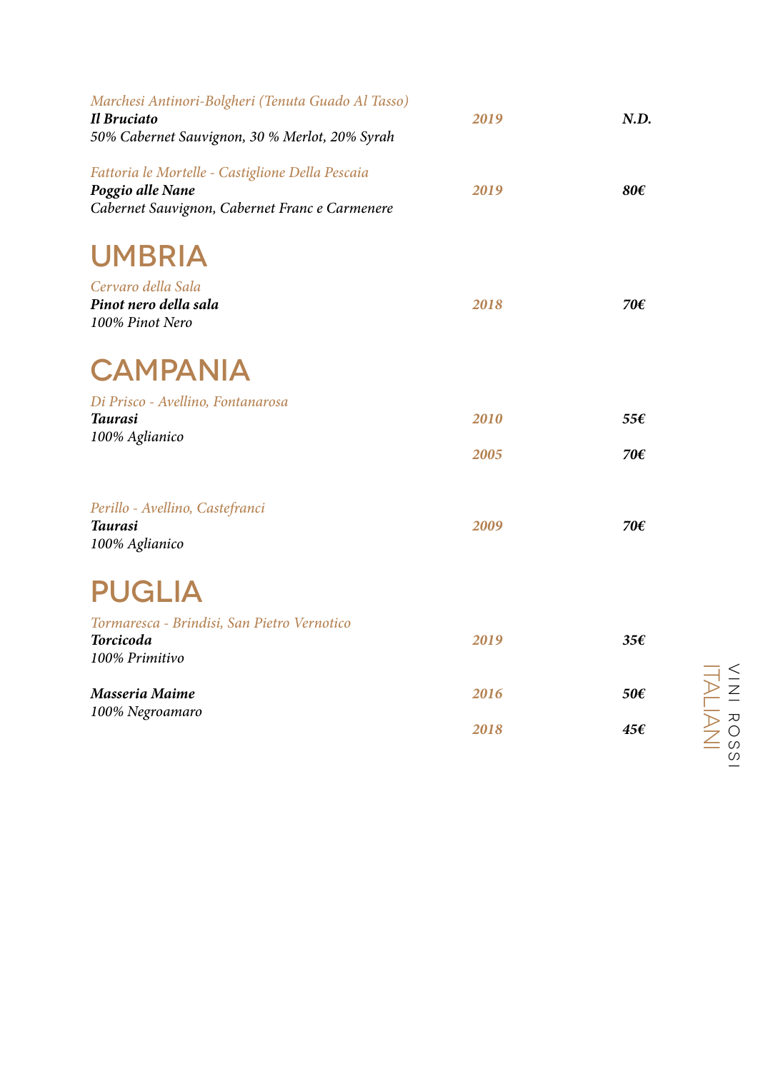*Marchesi Antinori-Bolgheri (Tenuta Guado Al Tasso)*
***Il Bruciato*** — *2019* — ***N.D.***
*50% Cabernet Sauvignon, 30 % Merlot, 20% Syrah*

*Fattoria le Mortelle - Castiglione Della Pescaia*
***Poggio alle Nane*** — *2019* — ***80€***
*Cabernet Sauvignon, Cabernet Franc e Carmenere*

# UMBRIA

*Cervaro della Sala*
***Pinot nero della sala*** — *2018* — ***70€***
*100% Pinot Nero*

# CAMPANIA

*Di Prisco - Avellino, Fontanarosa*
***Taurasi*** — *2010* — ***55€***
*100% Aglianico*
*2005* — ***70€***

*Perillo - Avellino, Castefranci*
***Taurasi*** — *2009* — ***70€***
*100% Aglianico*

# PUGLIA

*Tormaresca - Brindisi, San Pietro Vernotico*
***Torcicoda*** — *2019* — ***35€***
*100% Primitivo*

***Masseria Maime*** — *2016* — ***50€***
*100% Negroamaro*
*2018* — ***45€***

VINI ROSSI ITALIANI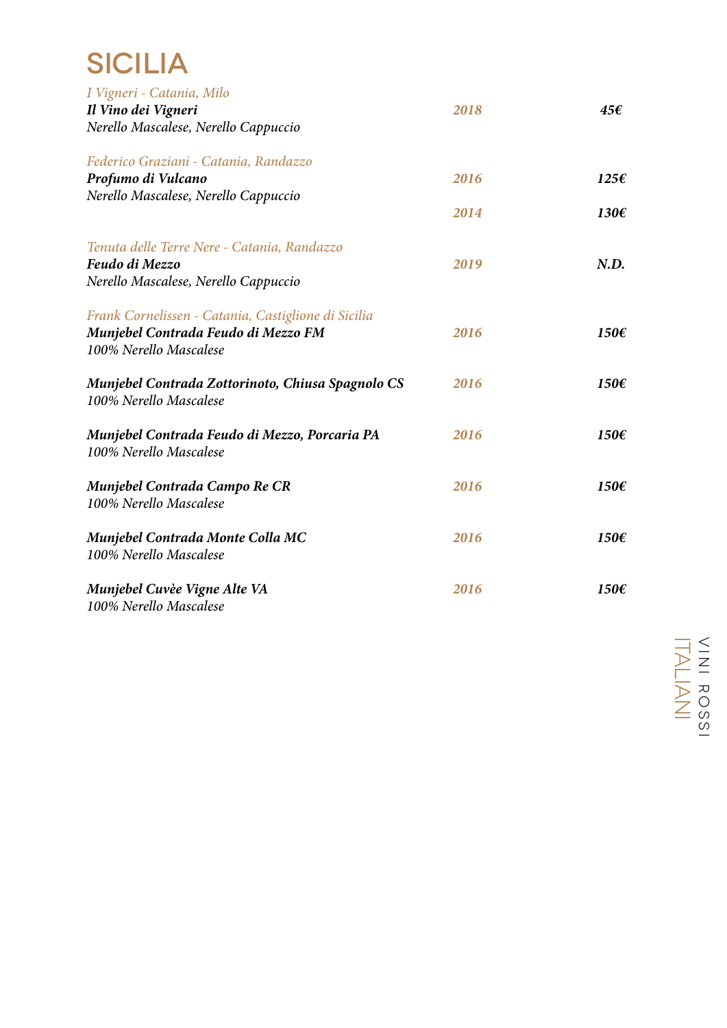# SICILIA

| | | |
|---|---|---|
| *I Vigneri - Catania, Milo* | | |
| ***Il Vino dei Vigneri*** | ***2018*** | ***45€*** |
| *Nerello Mascalese, Nerello Cappuccio* | | |
| *Federico Graziani - Catania, Randazzo* | | |
| ***Profumo di Vulcano*** | ***2016*** | ***125€*** |
| *Nerello Mascalese, Nerello Cappuccio* | ***2014*** | ***130€*** |
| *Tenuta delle Terre Nere - Catania, Randazzo* | | |
| ***Feudo di Mezzo*** | ***2019*** | ***N.D.*** |
| *Nerello Mascalese, Nerello Cappuccio* | | |
| *Frank Cornelissen - Catania, Castiglione di Sicilia* | | |
| ***Munjebel Contrada Feudo di Mezzo FM*** | ***2016*** | ***150€*** |
| *100% Nerello Mascalese* | | |
| ***Munjebel Contrada Zottorinoto, Chiusa Spagnolo CS*** | ***2016*** | ***150€*** |
| *100% Nerello Mascalese* | | |
| ***Munjebel Contrada Feudo di Mezzo, Porcaria PA*** | ***2016*** | ***150€*** |
| *100% Nerello Mascalese* | | |
| ***Munjebel Contrada Campo Re CR*** | ***2016*** | ***150€*** |
| *100% Nerello Mascalese* | | |
| ***Munjebel Contrada Monte Colla MC*** | ***2016*** | ***150€*** |
| *100% Nerello Mascalese* | | |
| ***Munjebel Cuvèe Vigne Alte VA*** | ***2016*** | ***150€*** |
| *100% Nerello Mascalese* | | |

VINI ROSSI ITALIANI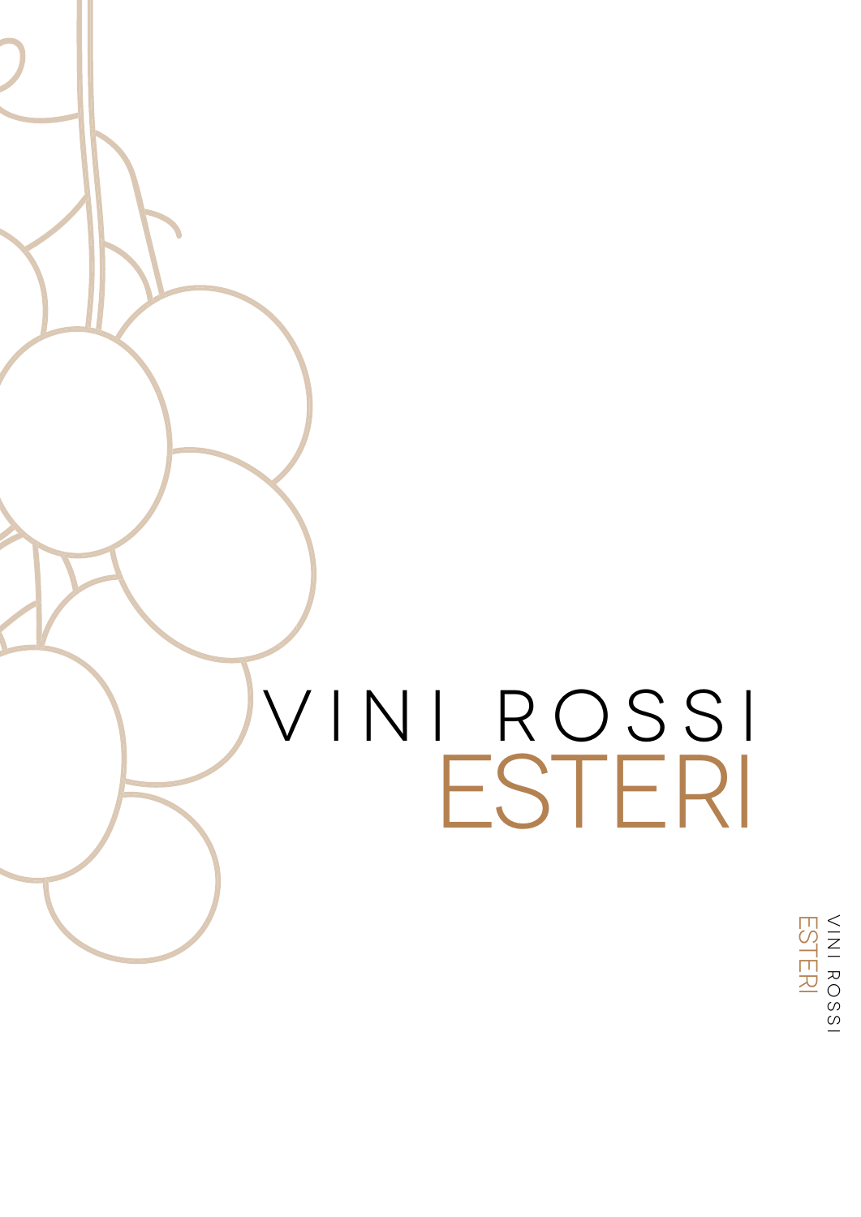# VINI ROSSI
# ESTERI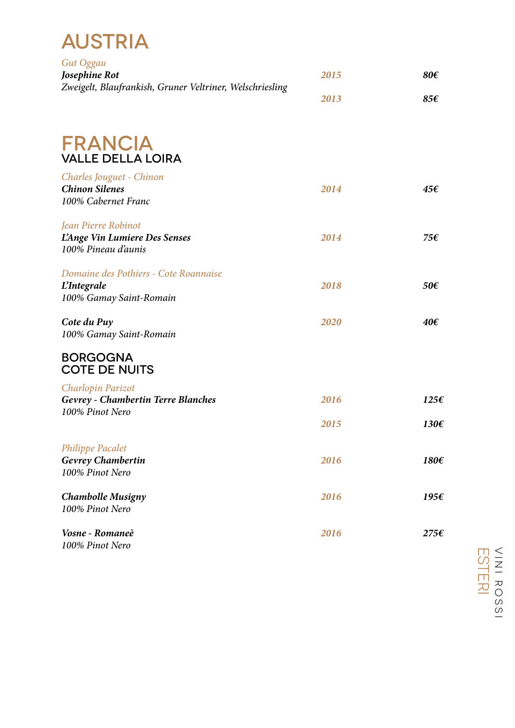# AUSTRIA

*Gut Oggau*
***Josephine Rot*** — *2015* — ***80€***
*Zweigelt, Blaufrankish, Gruner Veltriner, Welschriesling* — *2013* — ***85€***

# FRANCIA

## VALLE DELLA LOIRA

*Charles Jouguet - Chinon*
***Chinon Silenes*** — *2014* — ***45€***
*100% Cabernet Franc*

*Jean Pierre Robinot*
***L'Ange Vin Lumiere Des Senses*** — *2014* — ***75€***
*100% Pineau d'aunis*

*Domaine des Pothiers - Cote Roannaise*
***L'Integrale*** — *2018* — ***50€***
*100% Gamay Saint-Romain*

***Cote du Puy*** — *2020* — ***40€***
*100% Gamay Saint-Romain*

## BORGOGNA
## COTE DE NUITS

*Charlopin Parizot*
***Gevrey - Chambertin Terre Blanches*** — *2016* — ***125€***
*100% Pinot Nero* — *2015* — ***130€***

*Philippe Pacalet*
***Gevrey Chambertin*** — *2016* — ***180€***
*100% Pinot Nero*

***Chambolle Musigny*** — *2016* — ***195€***
*100% Pinot Nero*

***Vosne - Romaneè*** — *2016* — ***275€***
*100% Pinot Nero*

VINI ROSSI ESTERI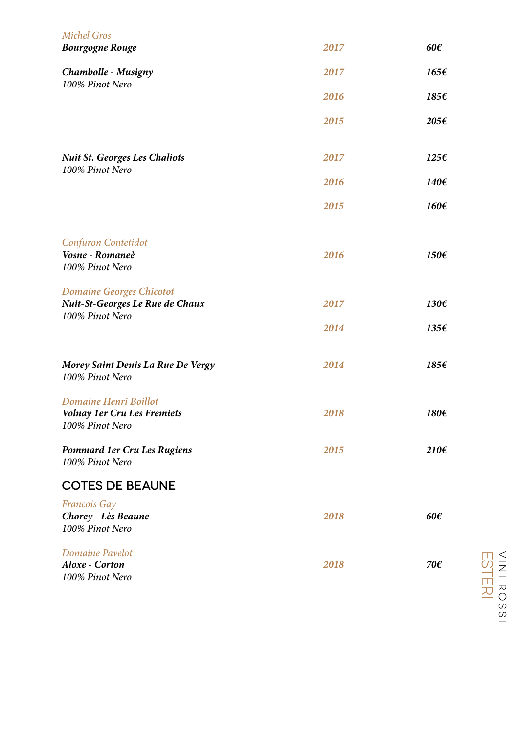*Michel Gros*

| | | |
|---|---|---|
| ***Bourgogne Rouge*** | ***2017*** | ***60€*** |
| ***Chambolle - Musigny***<br>*100% Pinot Nero* | ***2017*** | ***165€*** |
| | ***2016*** | ***185€*** |
| | ***2015*** | ***205€*** |
| ***Nuit St. Georges Les Chaliots***<br>*100% Pinot Nero* | ***2017*** | ***125€*** |
| | ***2016*** | ***140€*** |
| | ***2015*** | ***160€*** |

*Confuron Contetidot*

| | | |
|---|---|---|
| ***Vosne - Romaneè***<br>*100% Pinot Nero* | ***2016*** | ***150€*** |

*Domaine Georges Chicotot*

| | | |
|---|---|---|
| ***Nuit-St-Georges Le Rue de Chaux***<br>*100% Pinot Nero* | ***2017*** | ***130€*** |
| | ***2014*** | ***135€*** |
| ***Morey Saint Denis La Rue De Vergy***<br>*100% Pinot Nero* | ***2014*** | ***185€*** |

*Domaine Henri Boillot*

| | | |
|---|---|---|
| ***Volnay 1er Cru Les Fremiets***<br>*100% Pinot Nero* | ***2018*** | ***180€*** |
| ***Pommard 1er Cru Les Rugiens***<br>*100% Pinot Nero* | ***2015*** | ***210€*** |

## COTES DE BEAUNE

*Francois Gay*

| | | |
|---|---|---|
| ***Chorey - Lès Beaune***<br>*100% Pinot Nero* | ***2018*** | ***60€*** |

*Domaine Pavelot*

| | | |
|---|---|---|
| ***Aloxe - Corton***<br>*100% Pinot Nero* | ***2018*** | ***70€*** |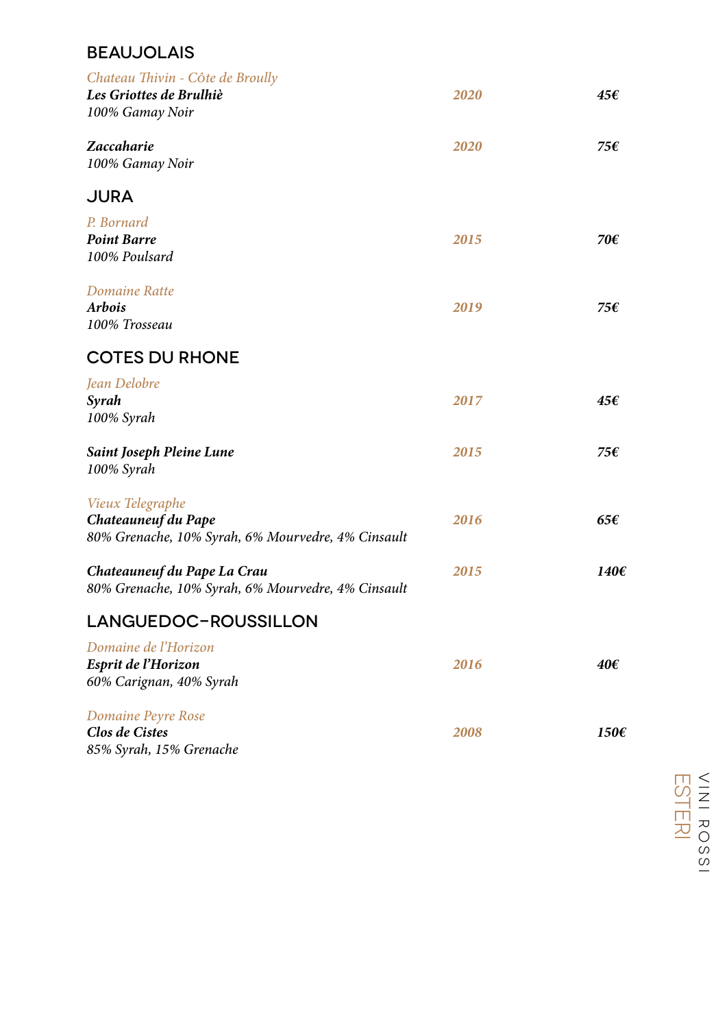## BEAUJOLAIS

*Chateau Thivin - Côte de Broully*
***Les Griottes de Brulhiè*** — ***2020*** — ***45€***
*100% Gamay Noir*

***Zaccaharie*** — ***2020*** — ***75€***
*100% Gamay Noir*

## JURA

*P. Bornard*
***Point Barre*** — ***2015*** — ***70€***
*100% Poulsard*

*Domaine Ratte*
***Arbois*** — ***2019*** — ***75€***
*100% Trosseau*

## COTES DU RHONE

*Jean Delobre*
***Syrah*** — ***2017*** — ***45€***
*100% Syrah*

***Saint Joseph Pleine Lune*** — ***2015*** — ***75€***
*100% Syrah*

*Vieux Telegraphe*
***Chateauneuf du Pape*** — ***2016*** — ***65€***
*80% Grenache, 10% Syrah, 6% Mourvedre, 4% Cinsault*

***Chateauneuf du Pape La Crau*** — ***2015*** — ***140€***
*80% Grenache, 10% Syrah, 6% Mourvedre, 4% Cinsault*

## LANGUEDOC-ROUSSILLON

*Domaine de l'Horizon*
***Esprit de l'Horizon*** — ***2016*** — ***40€***
*60% Carignan, 40% Syrah*

*Domaine Peyre Rose*
***Clos de Cistes*** — ***2008*** — ***150€***
*85% Syrah, 15% Grenache*

VINI ROSSI ESTERI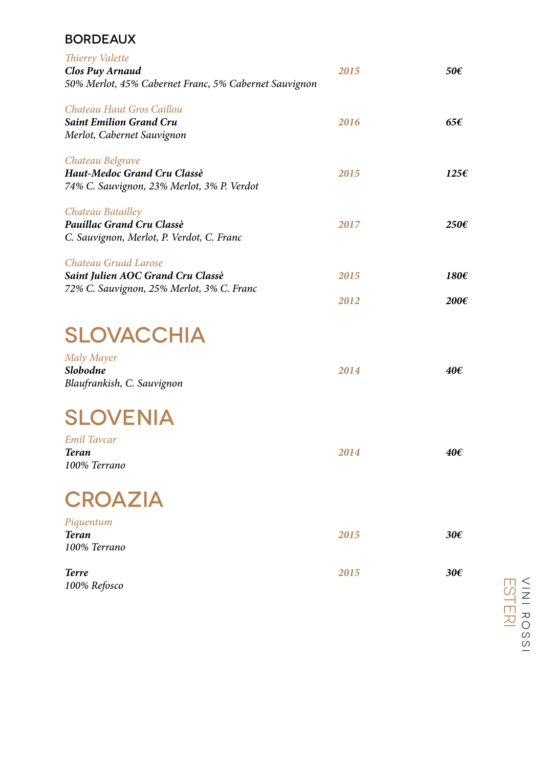## BORDEAUX

*Thierry Valette*
***Clos Puy Arnaud*** — ***2015*** — ***50€***
*50% Merlot, 45% Cabernet Franc, 5% Cabernet Sauvignon*

*Chateau Haut Gros Caillou*
***Saint Emilion Grand Cru*** — ***2016*** — ***65€***
*Merlot, Cabernet Sauvignon*

*Chateau Belgrave*
***Haut-Medoc Grand Cru Classè*** — ***2015*** — ***125€***
*74% C. Sauvignon, 23% Merlot, 3% P. Verdot*

*Chateau Batailley*
***Pauillac Grand Cru Classè*** — ***2017*** — ***250€***
*C. Sauvignon, Merlot, P. Verdot, C. Franc*

*Chateau Gruad Larose*
***Saint Julien AOC Grand Cru Classè*** — ***2015*** — ***180€***
*72% C. Sauvignon, 25% Merlot, 3% C. Franc*
***2012*** — ***200€***

# SLOVACCHIA

*Maly Mayer*
***Slobodne*** — ***2014*** — ***40€***
*Blaufrankish, C. Sauvignon*

# SLOVENIA

*Emil Tavcar*
***Teran*** — ***2014*** — ***40€***
*100% Terrano*

# CROAZIA

*Piquentum*
***Teran*** — ***2015*** — ***30€***
*100% Terrano*

***Terre*** — ***2015*** — ***30€***
*100% Refosco*